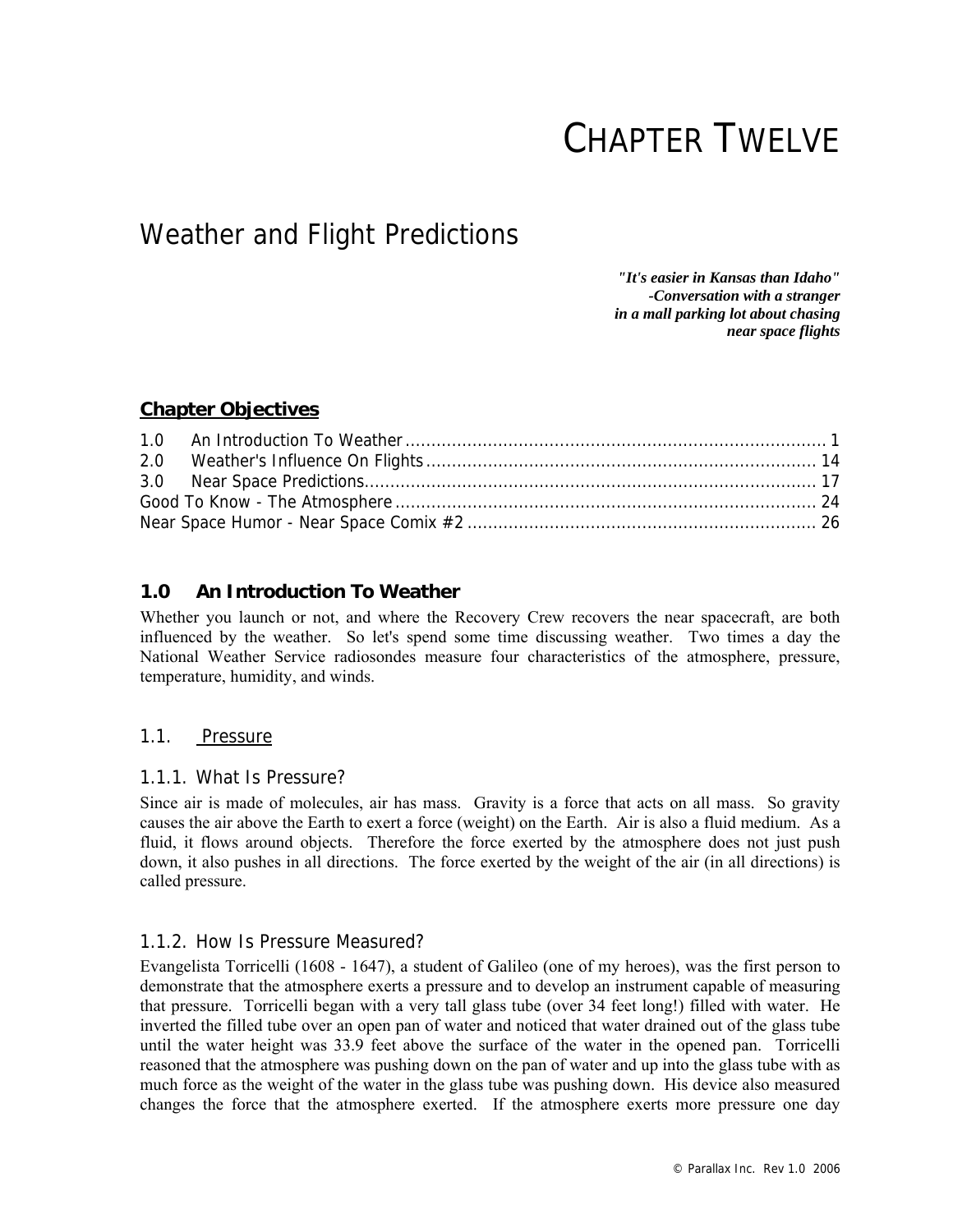# CHAPTER TWELVE

## Weather and Flight Predictions

> ***"It's easier in Kansas than Idaho"***
> ***-Conversation with a stranger in a mall parking lot about chasing near space flights***

### Chapter Objectives

1.0 An Introduction To Weather ................................................................................ 1
2.0 Weather's Influence On Flights .......................................................................... 14
3.0 Near Space Predictions...................................................................................... 17
Good To Know - The Atmosphere ................................................................................ 24
Near Space Humor - Near Space Comix #2 .................................................................. 26

### 1.0 An Introduction To Weather

Whether you launch or not, and where the Recovery Crew recovers the near spacecraft, are both influenced by the weather. So let's spend some time discussing weather. Two times a day the National Weather Service radiosondes measure four characteristics of the atmosphere, pressure, temperature, humidity, and winds.

#### 1.1. Pressure

##### 1.1.1. What Is Pressure?

Since air is made of molecules, air has mass. Gravity is a force that acts on all mass. So gravity causes the air above the Earth to exert a force (weight) on the Earth. Air is also a fluid medium. As a fluid, it flows around objects. Therefore the force exerted by the atmosphere does not just push down, it also pushes in all directions. The force exerted by the weight of the air (in all directions) is called pressure.

##### 1.1.2. How Is Pressure Measured?

Evangelista Torricelli (1608 - 1647), a student of Galileo (one of my heroes), was the first person to demonstrate that the atmosphere exerts a pressure and to develop an instrument capable of measuring that pressure. Torricelli began with a very tall glass tube (over 34 feet long!) filled with water. He inverted the filled tube over an open pan of water and noticed that water drained out of the glass tube until the water height was 33.9 feet above the surface of the water in the opened pan. Torricelli reasoned that the atmosphere was pushing down on the pan of water and up into the glass tube with as much force as the weight of the water in the glass tube was pushing down. His device also measured changes the force that the atmosphere exerted. If the atmosphere exerts more pressure one day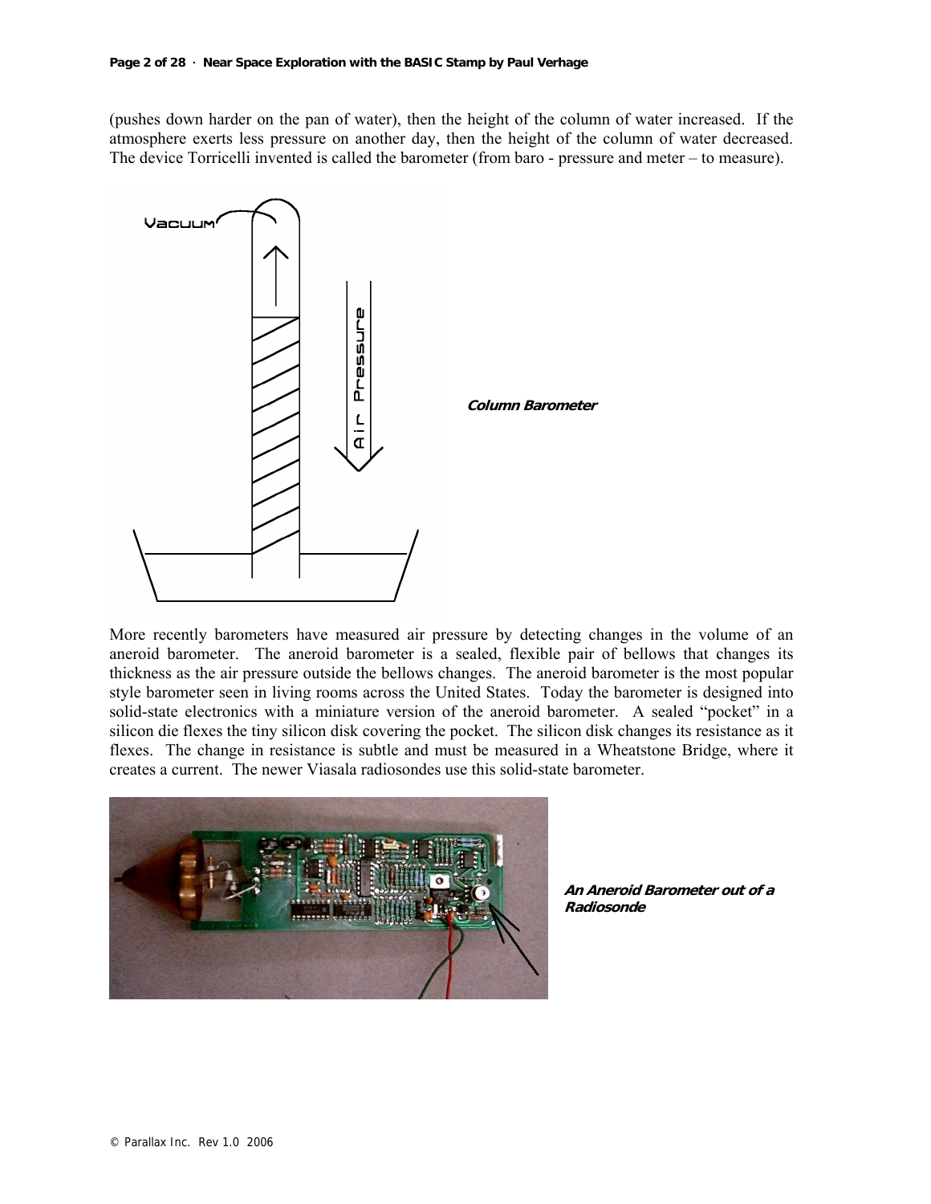(pushes down harder on the pan of water), then the height of the column of water increased. If the atmosphere exerts less pressure on another day, then the height of the column of water decreased. The device Torricelli invented is called the barometer (from baro - pressure and meter – to measure).

***Column Barometer***

More recently barometers have measured air pressure by detecting changes in the volume of an aneroid barometer. The aneroid barometer is a sealed, flexible pair of bellows that changes its thickness as the air pressure outside the bellows changes. The aneroid barometer is the most popular style barometer seen in living rooms across the United States. Today the barometer is designed into solid-state electronics with a miniature version of the aneroid barometer. A sealed "pocket" in a silicon die flexes the tiny silicon disk covering the pocket. The silicon disk changes its resistance as it flexes. The change in resistance is subtle and must be measured in a Wheatstone Bridge, where it creates a current. The newer Viasala radiosondes use this solid-state barometer.

***An Aneroid Barometer out of a Radiosonde***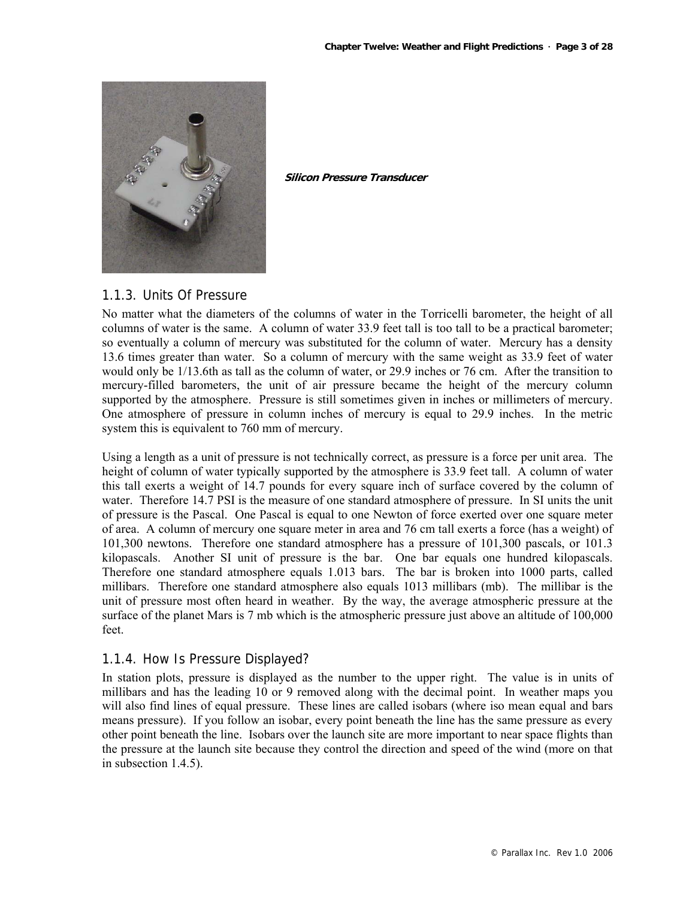Silicon Pressure Transducer

### 1.1.3. Units Of Pressure

No matter what the diameters of the columns of water in the Torricelli barometer, the height of all columns of water is the same. A column of water 33.9 feet tall is too tall to be a practical barometer; so eventually a column of mercury was substituted for the column of water. Mercury has a density 13.6 times greater than water. So a column of mercury with the same weight as 33.9 feet of water would only be 1/13.6th as tall as the column of water, or 29.9 inches or 76 cm. After the transition to mercury-filled barometers, the unit of air pressure became the height of the mercury column supported by the atmosphere. Pressure is still sometimes given in inches or millimeters of mercury. One atmosphere of pressure in column inches of mercury is equal to 29.9 inches. In the metric system this is equivalent to 760 mm of mercury.

Using a length as a unit of pressure is not technically correct, as pressure is a force per unit area. The height of column of water typically supported by the atmosphere is 33.9 feet tall. A column of water this tall exerts a weight of 14.7 pounds for every square inch of surface covered by the column of water. Therefore 14.7 PSI is the measure of one standard atmosphere of pressure. In SI units the unit of pressure is the Pascal. One Pascal is equal to one Newton of force exerted over one square meter of area. A column of mercury one square meter in area and 76 cm tall exerts a force (has a weight) of 101,300 newtons. Therefore one standard atmosphere has a pressure of 101,300 pascals, or 101.3 kilopascals. Another SI unit of pressure is the bar. One bar equals one hundred kilopascals. Therefore one standard atmosphere equals 1.013 bars. The bar is broken into 1000 parts, called millibars. Therefore one standard atmosphere also equals 1013 millibars (mb). The millibar is the unit of pressure most often heard in weather. By the way, the average atmospheric pressure at the surface of the planet Mars is 7 mb which is the atmospheric pressure just above an altitude of 100,000 feet.

### 1.1.4. How Is Pressure Displayed?

In station plots, pressure is displayed as the number to the upper right. The value is in units of millibars and has the leading 10 or 9 removed along with the decimal point. In weather maps you will also find lines of equal pressure. These lines are called isobars (where iso mean equal and bars means pressure). If you follow an isobar, every point beneath the line has the same pressure as every other point beneath the line. Isobars over the launch site are more important to near space flights than the pressure at the launch site because they control the direction and speed of the wind (more on that in subsection 1.4.5).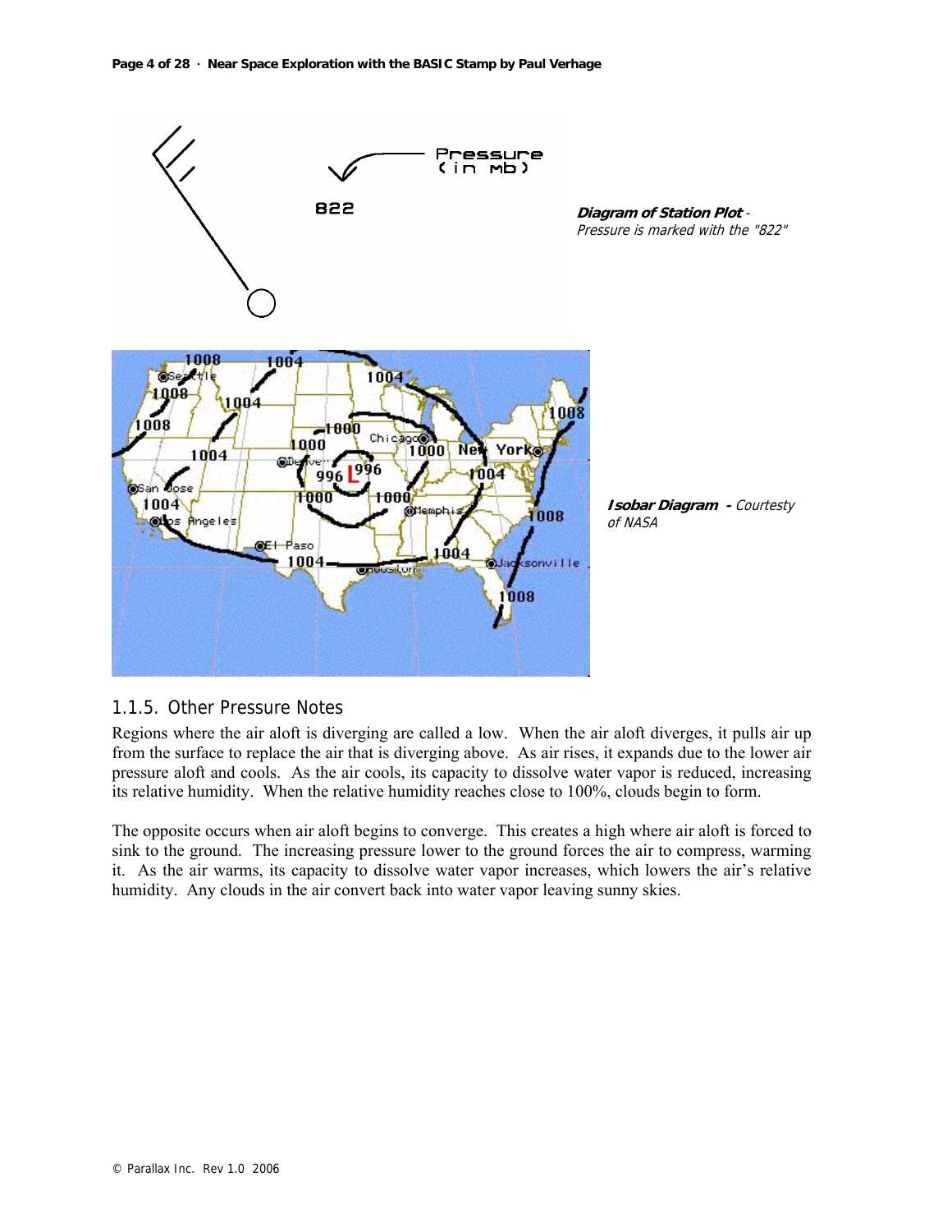**Diagram of Station Plot** - *Pressure is marked with the "822"*

**Isobar Diagram** - *Courtesy of NASA*

### 1.1.5. Other Pressure Notes

Regions where the air aloft is diverging are called a low. When the air aloft diverges, it pulls air up from the surface to replace the air that is diverging above. As air rises, it expands due to the lower air pressure aloft and cools. As the air cools, its capacity to dissolve water vapor is reduced, increasing its relative humidity. When the relative humidity reaches close to 100%, clouds begin to form.

The opposite occurs when air aloft begins to converge. This creates a high where air aloft is forced to sink to the ground. The increasing pressure lower to the ground forces the air to compress, warming it. As the air warms, its capacity to dissolve water vapor increases, which lowers the air's relative humidity. Any clouds in the air convert back into water vapor leaving sunny skies.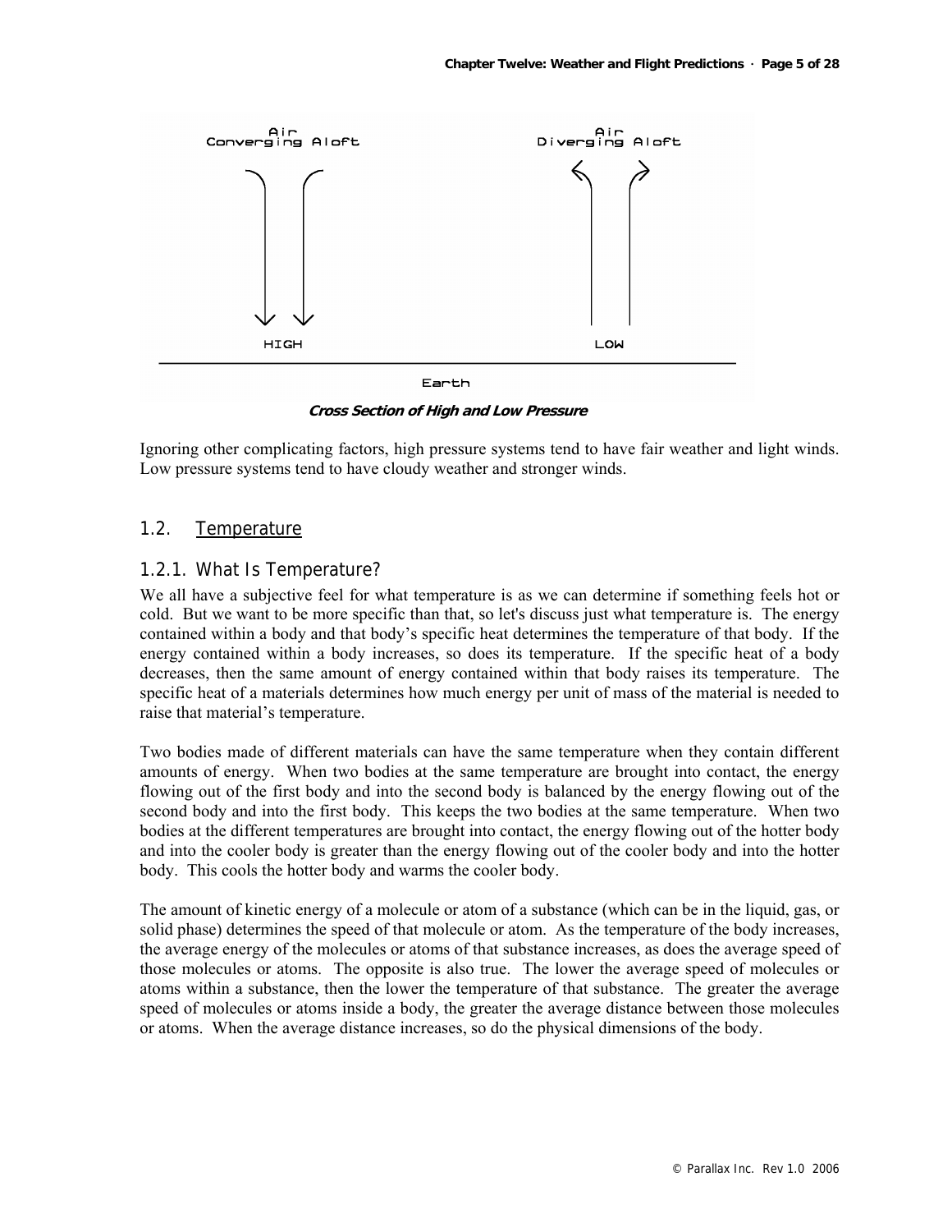Cross Section of High and Low Pressure

Ignoring other complicating factors, high pressure systems tend to have fair weather and light winds. Low pressure systems tend to have cloudy weather and stronger winds.

## 1.2. Temperature

### 1.2.1. What Is Temperature?

We all have a subjective feel for what temperature is as we can determine if something feels hot or cold. But we want to be more specific than that, so let's discuss just what temperature is. The energy contained within a body and that body's specific heat determines the temperature of that body. If the energy contained within a body increases, so does its temperature. If the specific heat of a body decreases, then the same amount of energy contained within that body raises its temperature. The specific heat of a materials determines how much energy per unit of mass of the material is needed to raise that material's temperature.

Two bodies made of different materials can have the same temperature when they contain different amounts of energy. When two bodies at the same temperature are brought into contact, the energy flowing out of the first body and into the second body is balanced by the energy flowing out of the second body and into the first body. This keeps the two bodies at the same temperature. When two bodies at the different temperatures are brought into contact, the energy flowing out of the hotter body and into the cooler body is greater than the energy flowing out of the cooler body and into the hotter body. This cools the hotter body and warms the cooler body.

The amount of kinetic energy of a molecule or atom of a substance (which can be in the liquid, gas, or solid phase) determines the speed of that molecule or atom. As the temperature of the body increases, the average energy of the molecules or atoms of that substance increases, as does the average speed of those molecules or atoms. The opposite is also true. The lower the average speed of molecules or atoms within a substance, then the lower the temperature of that substance. The greater the average speed of molecules or atoms inside a body, the greater the average distance between those molecules or atoms. When the average distance increases, so do the physical dimensions of the body.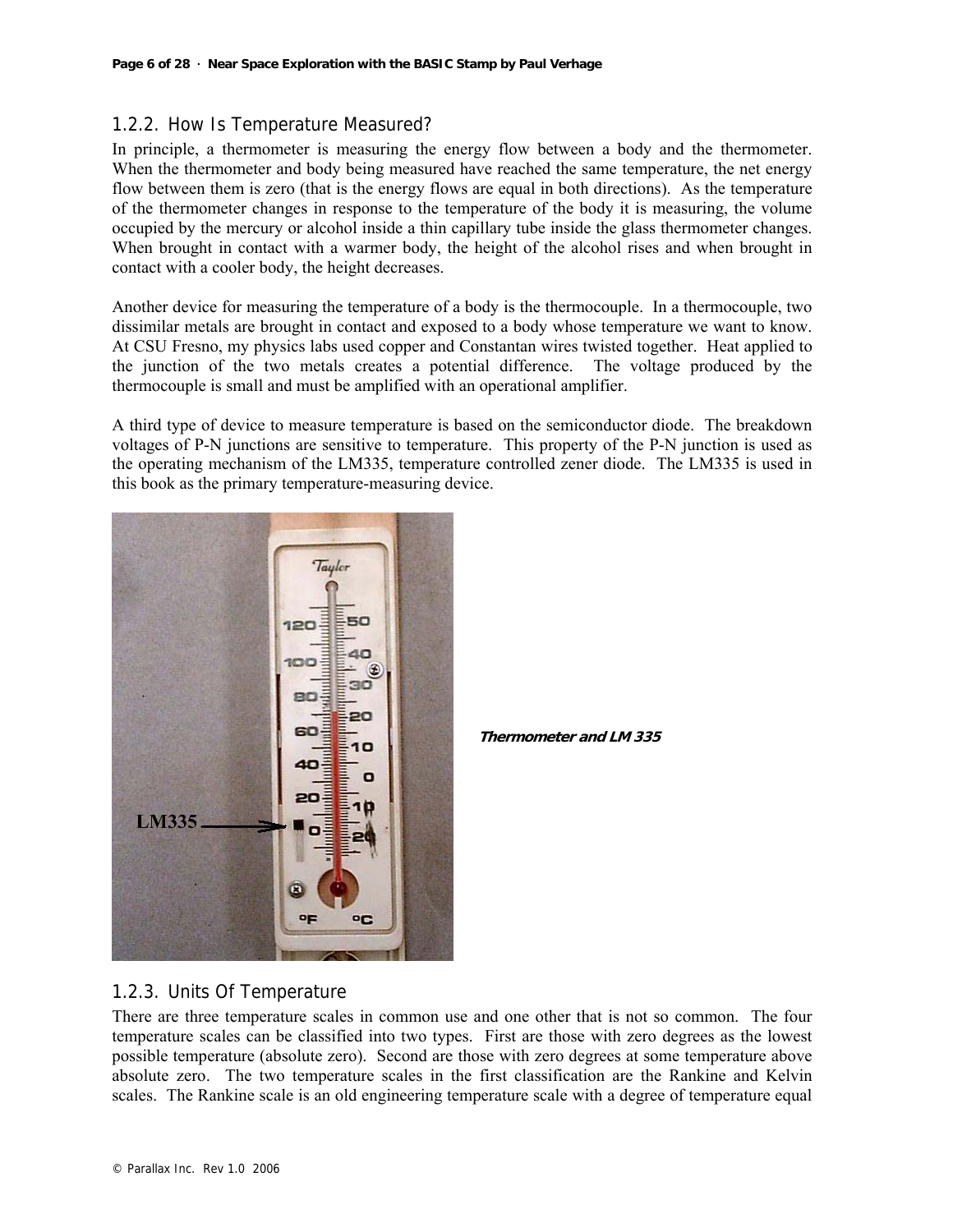### 1.2.2. How Is Temperature Measured?

In principle, a thermometer is measuring the energy flow between a body and the thermometer. When the thermometer and body being measured have reached the same temperature, the net energy flow between them is zero (that is the energy flows are equal in both directions). As the temperature of the thermometer changes in response to the temperature of the body it is measuring, the volume occupied by the mercury or alcohol inside a thin capillary tube inside the glass thermometer changes. When brought in contact with a warmer body, the height of the alcohol rises and when brought in contact with a cooler body, the height decreases.

Another device for measuring the temperature of a body is the thermocouple. In a thermocouple, two dissimilar metals are brought in contact and exposed to a body whose temperature we want to know. At CSU Fresno, my physics labs used copper and Constantan wires twisted together. Heat applied to the junction of the two metals creates a potential difference. The voltage produced by the thermocouple is small and must be amplified with an operational amplifier.

A third type of device to measure temperature is based on the semiconductor diode. The breakdown voltages of P-N junctions are sensitive to temperature. This property of the P-N junction is used as the operating mechanism of the LM335, temperature controlled zener diode. The LM335 is used in this book as the primary temperature-measuring device.

***Thermometer and LM 335***

### 1.2.3. Units Of Temperature

There are three temperature scales in common use and one other that is not so common. The four temperature scales can be classified into two types. First are those with zero degrees as the lowest possible temperature (absolute zero). Second are those with zero degrees at some temperature above absolute zero. The two temperature scales in the first classification are the Rankine and Kelvin scales. The Rankine scale is an old engineering temperature scale with a degree of temperature equal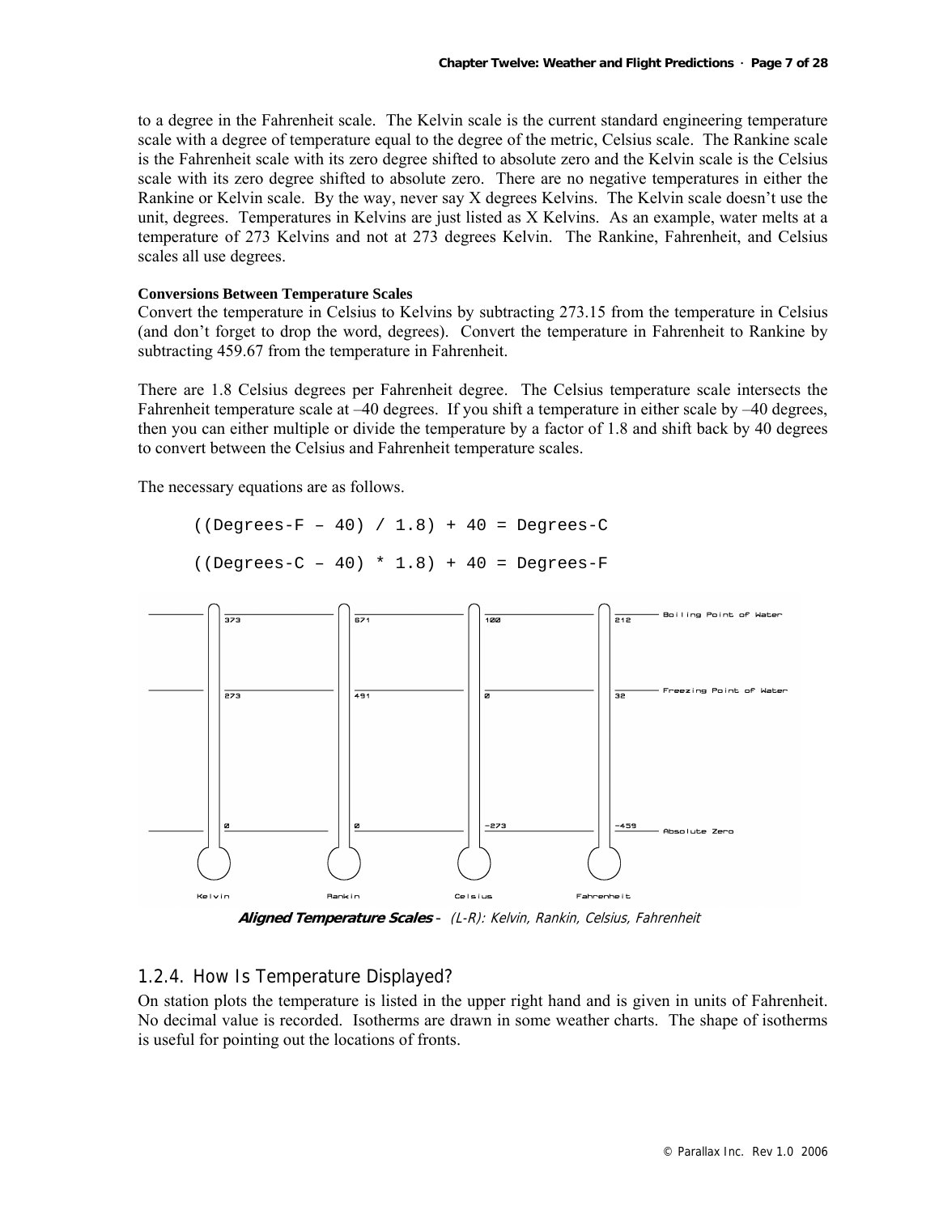to a degree in the Fahrenheit scale. The Kelvin scale is the current standard engineering temperature scale with a degree of temperature equal to the degree of the metric, Celsius scale. The Rankine scale is the Fahrenheit scale with its zero degree shifted to absolute zero and the Kelvin scale is the Celsius scale with its zero degree shifted to absolute zero. There are no negative temperatures in either the Rankine or Kelvin scale. By the way, never say X degrees Kelvins. The Kelvin scale doesn't use the unit, degrees. Temperatures in Kelvins are just listed as X Kelvins. As an example, water melts at a temperature of 273 Kelvins and not at 273 degrees Kelvin. The Rankine, Fahrenheit, and Celsius scales all use degrees.

**Conversions Between Temperature Scales**

Convert the temperature in Celsius to Kelvins by subtracting 273.15 from the temperature in Celsius (and don't forget to drop the word, degrees). Convert the temperature in Fahrenheit to Rankine by subtracting 459.67 from the temperature in Fahrenheit.

There are 1.8 Celsius degrees per Fahrenheit degree. The Celsius temperature scale intersects the Fahrenheit temperature scale at –40 degrees. If you shift a temperature in either scale by –40 degrees, then you can either multiple or divide the temperature by a factor of 1.8 and shift back by 40 degrees to convert between the Celsius and Fahrenheit temperature scales.

The necessary equations are as follows.

```
((Degrees-F – 40) / 1.8) + 40 = Degrees-C

((Degrees-C – 40) * 1.8) + 40 = Degrees-F
```

| Kelvin | Rankin | Celsius | Fahrenheit | |
|---|---|---|---|---|
| 373 | 671 | 100 | 212 | Boiling Point of Water |
| 273 | 491 | 0 | 32 | Freezing Point of Water |
| 0 | 0 | -273 | -459 | Absolute Zero |

***Aligned Temperature Scales*** *- (L-R): Kelvin, Rankin, Celsius, Fahrenheit*

## 1.2.4. How Is Temperature Displayed?

On station plots the temperature is listed in the upper right hand and is given in units of Fahrenheit. No decimal value is recorded. Isotherms are drawn in some weather charts. The shape of isotherms is useful for pointing out the locations of fronts.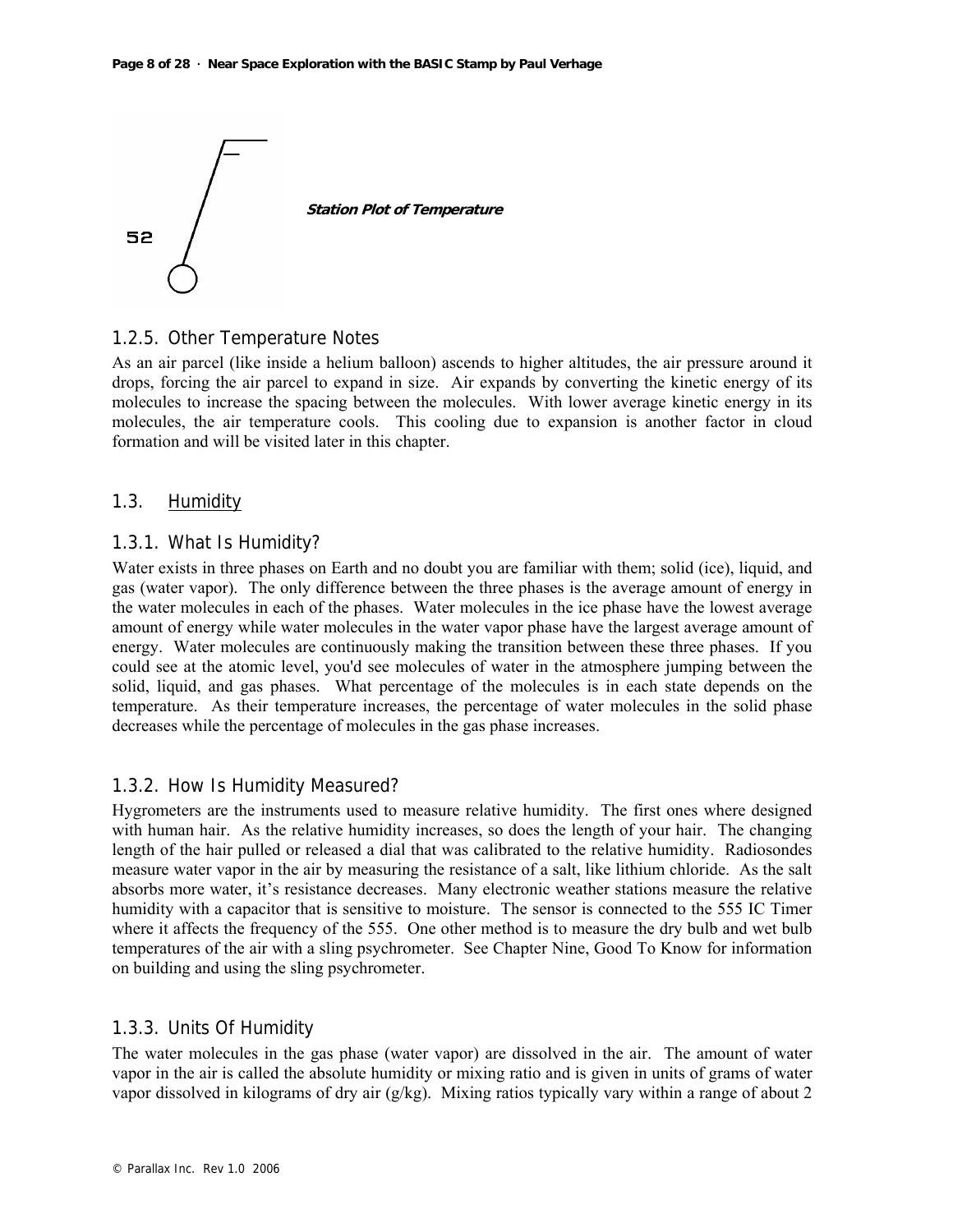52

***Station Plot of Temperature***

### 1.2.5. Other Temperature Notes

As an air parcel (like inside a helium balloon) ascends to higher altitudes, the air pressure around it drops, forcing the air parcel to expand in size. Air expands by converting the kinetic energy of its molecules to increase the spacing between the molecules. With lower average kinetic energy in its molecules, the air temperature cools. This cooling due to expansion is another factor in cloud formation and will be visited later in this chapter.

## 1.3. Humidity

### 1.3.1. What Is Humidity?

Water exists in three phases on Earth and no doubt you are familiar with them; solid (ice), liquid, and gas (water vapor). The only difference between the three phases is the average amount of energy in the water molecules in each of the phases. Water molecules in the ice phase have the lowest average amount of energy while water molecules in the water vapor phase have the largest average amount of energy. Water molecules are continuously making the transition between these three phases. If you could see at the atomic level, you'd see molecules of water in the atmosphere jumping between the solid, liquid, and gas phases. What percentage of the molecules is in each state depends on the temperature. As their temperature increases, the percentage of water molecules in the solid phase decreases while the percentage of molecules in the gas phase increases.

### 1.3.2. How Is Humidity Measured?

Hygrometers are the instruments used to measure relative humidity. The first ones where designed with human hair. As the relative humidity increases, so does the length of your hair. The changing length of the hair pulled or released a dial that was calibrated to the relative humidity. Radiosondes measure water vapor in the air by measuring the resistance of a salt, like lithium chloride. As the salt absorbs more water, it's resistance decreases. Many electronic weather stations measure the relative humidity with a capacitor that is sensitive to moisture. The sensor is connected to the 555 IC Timer where it affects the frequency of the 555. One other method is to measure the dry bulb and wet bulb temperatures of the air with a sling psychrometer. See Chapter Nine, Good To Know for information on building and using the sling psychrometer.

### 1.3.3. Units Of Humidity

The water molecules in the gas phase (water vapor) are dissolved in the air. The amount of water vapor in the air is called the absolute humidity or mixing ratio and is given in units of grams of water vapor dissolved in kilograms of dry air (g/kg). Mixing ratios typically vary within a range of about 2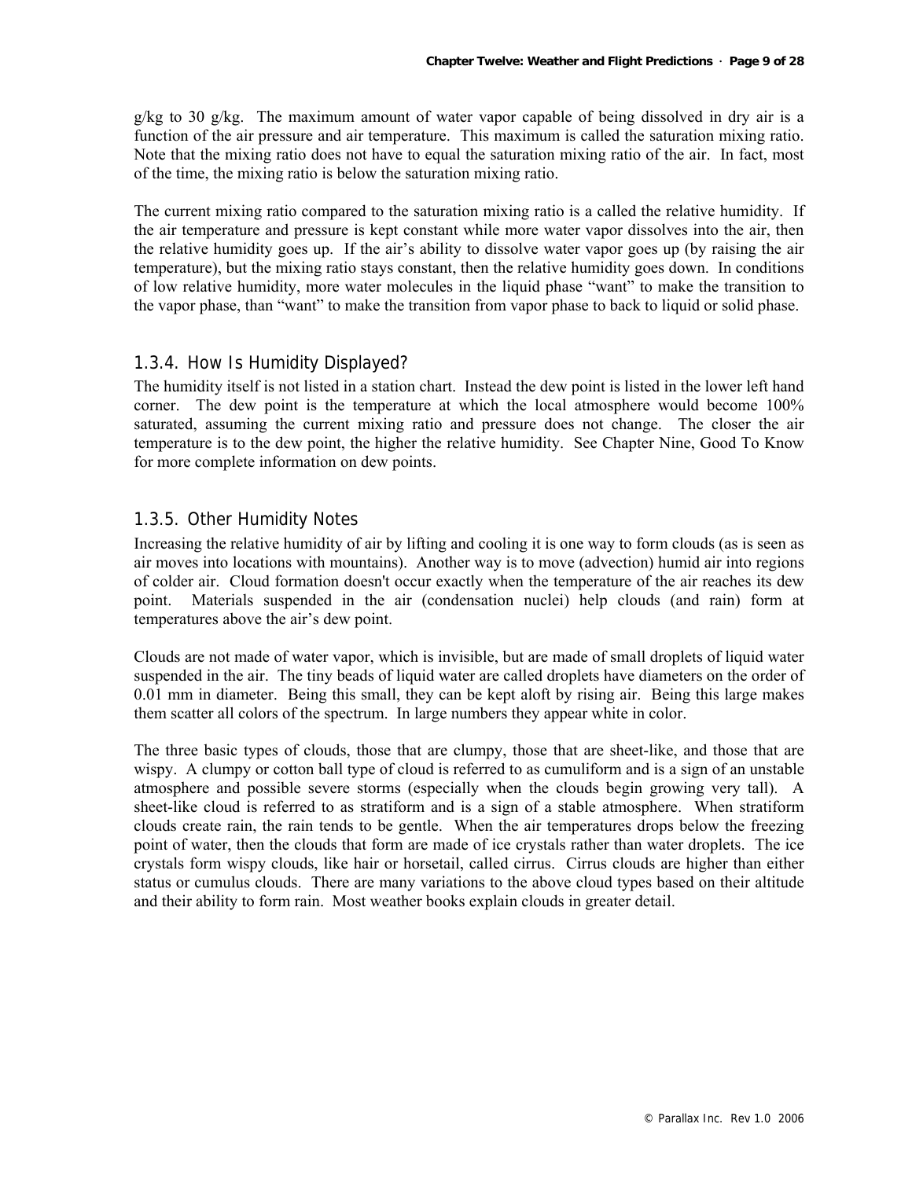g/kg to 30 g/kg. The maximum amount of water vapor capable of being dissolved in dry air is a function of the air pressure and air temperature. This maximum is called the saturation mixing ratio. Note that the mixing ratio does not have to equal the saturation mixing ratio of the air. In fact, most of the time, the mixing ratio is below the saturation mixing ratio.

The current mixing ratio compared to the saturation mixing ratio is a called the relative humidity. If the air temperature and pressure is kept constant while more water vapor dissolves into the air, then the relative humidity goes up. If the air's ability to dissolve water vapor goes up (by raising the air temperature), but the mixing ratio stays constant, then the relative humidity goes down. In conditions of low relative humidity, more water molecules in the liquid phase "want" to make the transition to the vapor phase, than "want" to make the transition from vapor phase to back to liquid or solid phase.

### 1.3.4. How Is Humidity Displayed?

The humidity itself is not listed in a station chart. Instead the dew point is listed in the lower left hand corner. The dew point is the temperature at which the local atmosphere would become 100% saturated, assuming the current mixing ratio and pressure does not change. The closer the air temperature is to the dew point, the higher the relative humidity. See Chapter Nine, Good To Know for more complete information on dew points.

### 1.3.5. Other Humidity Notes

Increasing the relative humidity of air by lifting and cooling it is one way to form clouds (as is seen as air moves into locations with mountains). Another way is to move (advection) humid air into regions of colder air. Cloud formation doesn't occur exactly when the temperature of the air reaches its dew point. Materials suspended in the air (condensation nuclei) help clouds (and rain) form at temperatures above the air's dew point.

Clouds are not made of water vapor, which is invisible, but are made of small droplets of liquid water suspended in the air. The tiny beads of liquid water are called droplets have diameters on the order of 0.01 mm in diameter. Being this small, they can be kept aloft by rising air. Being this large makes them scatter all colors of the spectrum. In large numbers they appear white in color.

The three basic types of clouds, those that are clumpy, those that are sheet-like, and those that are wispy. A clumpy or cotton ball type of cloud is referred to as cumuliform and is a sign of an unstable atmosphere and possible severe storms (especially when the clouds begin growing very tall). A sheet-like cloud is referred to as stratiform and is a sign of a stable atmosphere. When stratiform clouds create rain, the rain tends to be gentle. When the air temperatures drops below the freezing point of water, then the clouds that form are made of ice crystals rather than water droplets. The ice crystals form wispy clouds, like hair or horsetail, called cirrus. Cirrus clouds are higher than either status or cumulus clouds. There are many variations to the above cloud types based on their altitude and their ability to form rain. Most weather books explain clouds in greater detail.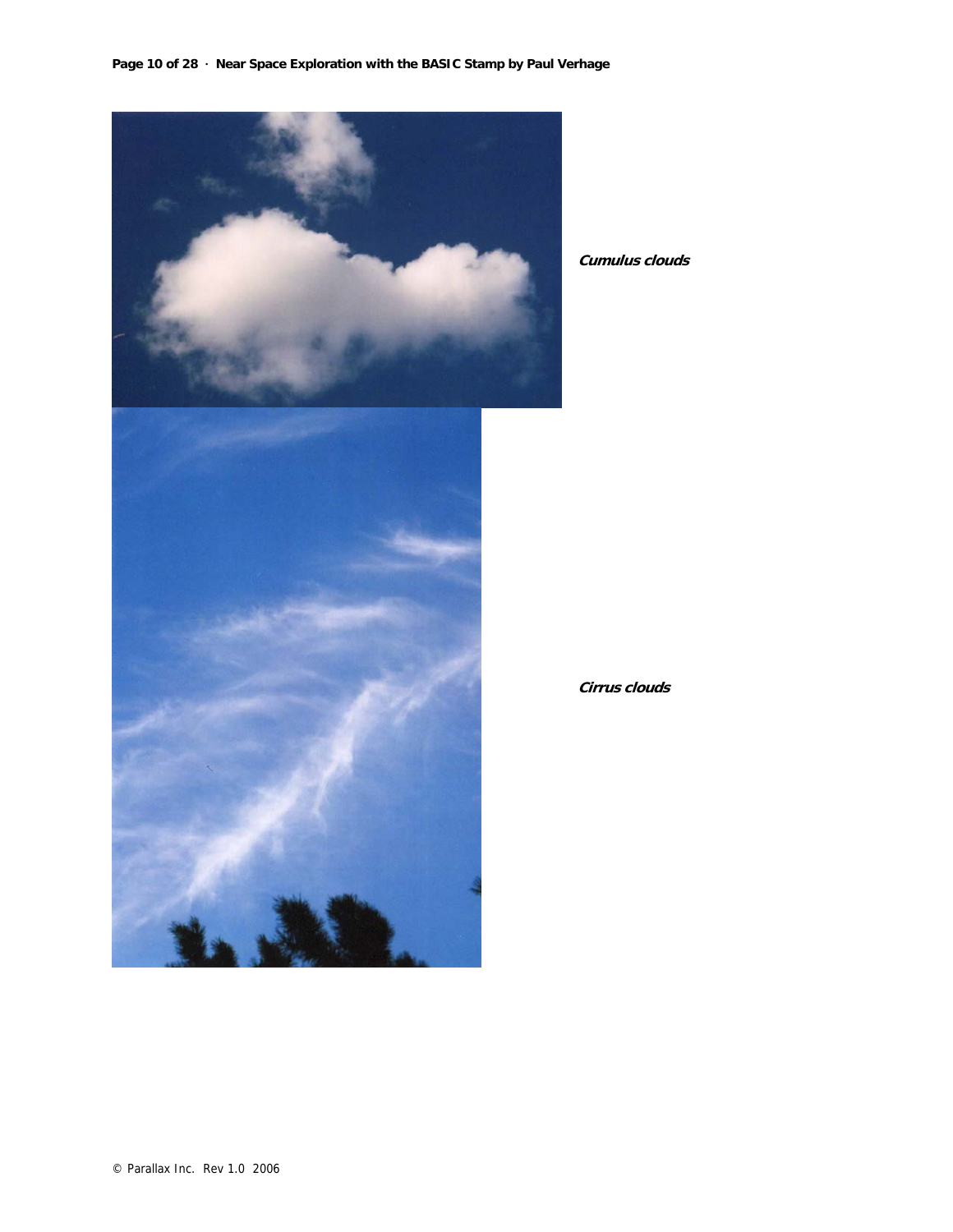***Cumulus clouds***

***Cirrus clouds***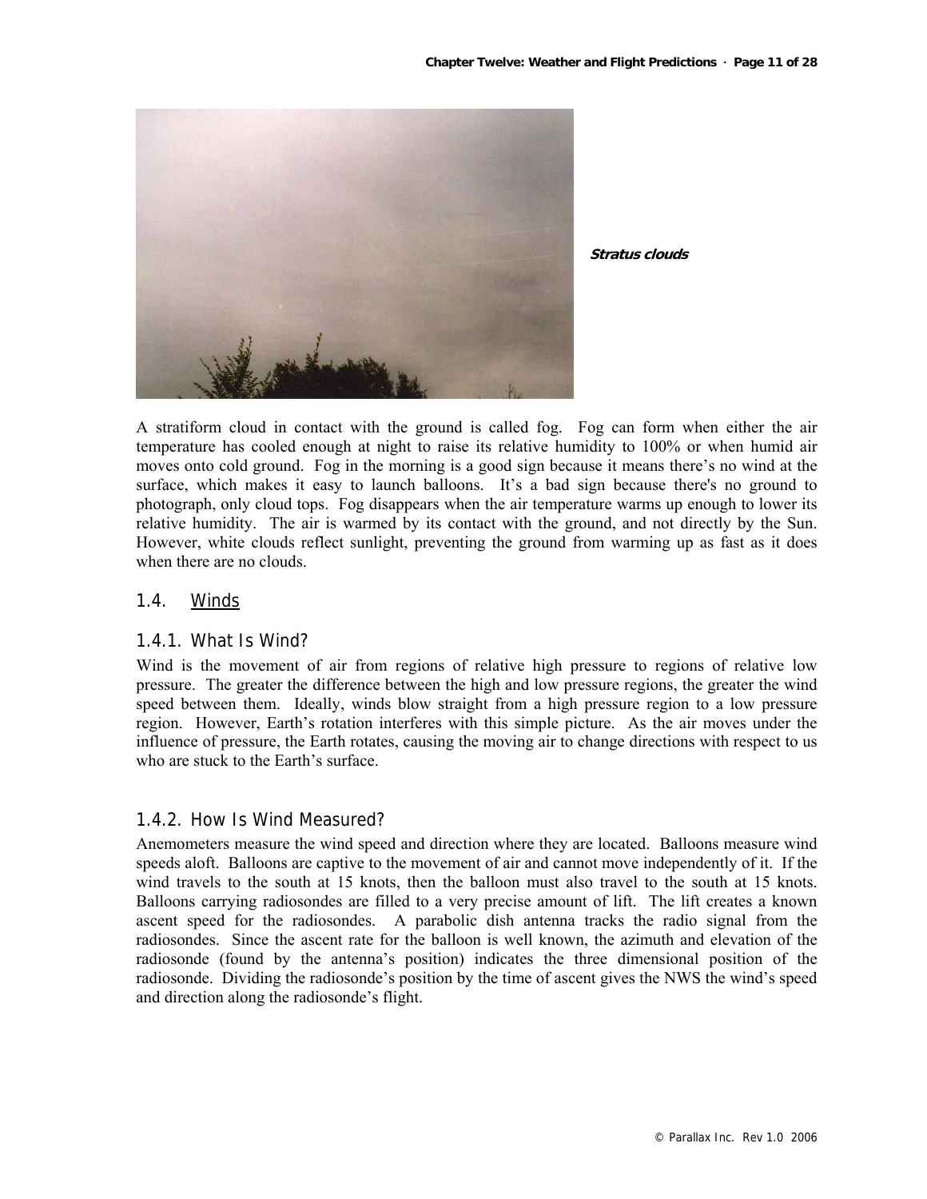***Stratus clouds***

A stratiform cloud in contact with the ground is called fog. Fog can form when either the air temperature has cooled enough at night to raise its relative humidity to 100% or when humid air moves onto cold ground. Fog in the morning is a good sign because it means there's no wind at the surface, which makes it easy to launch balloons. It's a bad sign because there's no ground to photograph, only cloud tops. Fog disappears when the air temperature warms up enough to lower its relative humidity. The air is warmed by its contact with the ground, and not directly by the Sun. However, white clouds reflect sunlight, preventing the ground from warming up as fast as it does when there are no clouds.

## 1.4. Winds

### 1.4.1. What Is Wind?

Wind is the movement of air from regions of relative high pressure to regions of relative low pressure. The greater the difference between the high and low pressure regions, the greater the wind speed between them. Ideally, winds blow straight from a high pressure region to a low pressure region. However, Earth's rotation interferes with this simple picture. As the air moves under the influence of pressure, the Earth rotates, causing the moving air to change directions with respect to us who are stuck to the Earth's surface.

### 1.4.2. How Is Wind Measured?

Anemometers measure the wind speed and direction where they are located. Balloons measure wind speeds aloft. Balloons are captive to the movement of air and cannot move independently of it. If the wind travels to the south at 15 knots, then the balloon must also travel to the south at 15 knots. Balloons carrying radiosondes are filled to a very precise amount of lift. The lift creates a known ascent speed for the radiosondes. A parabolic dish antenna tracks the radio signal from the radiosondes. Since the ascent rate for the balloon is well known, the azimuth and elevation of the radiosonde (found by the antenna's position) indicates the three dimensional position of the radiosonde. Dividing the radiosonde's position by the time of ascent gives the NWS the wind's speed and direction along the radiosonde's flight.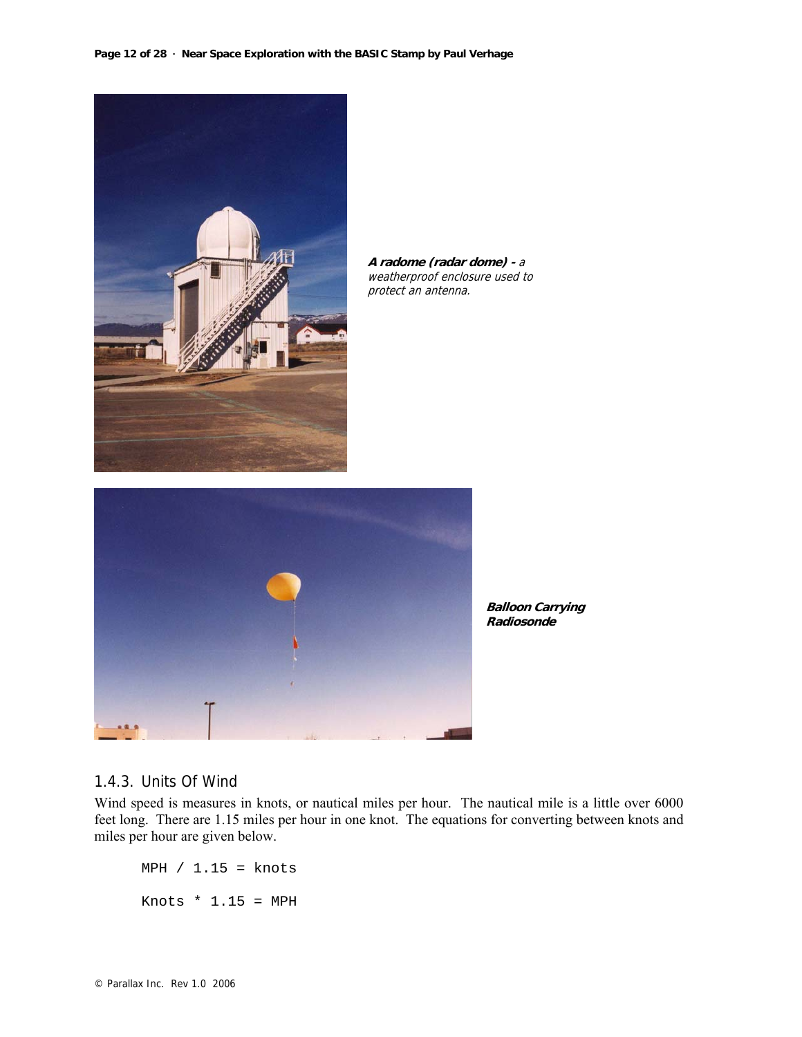***A radome (radar dome) -*** *a weatherproof enclosure used to protect an antenna.*

***Balloon Carrying Radiosonde***

### 1.4.3. Units Of Wind

Wind speed is measures in knots, or nautical miles per hour. The nautical mile is a little over 6000 feet long. There are 1.15 miles per hour in one knot. The equations for converting between knots and miles per hour are given below.

```
MPH / 1.15 = knots

Knots * 1.15 = MPH
```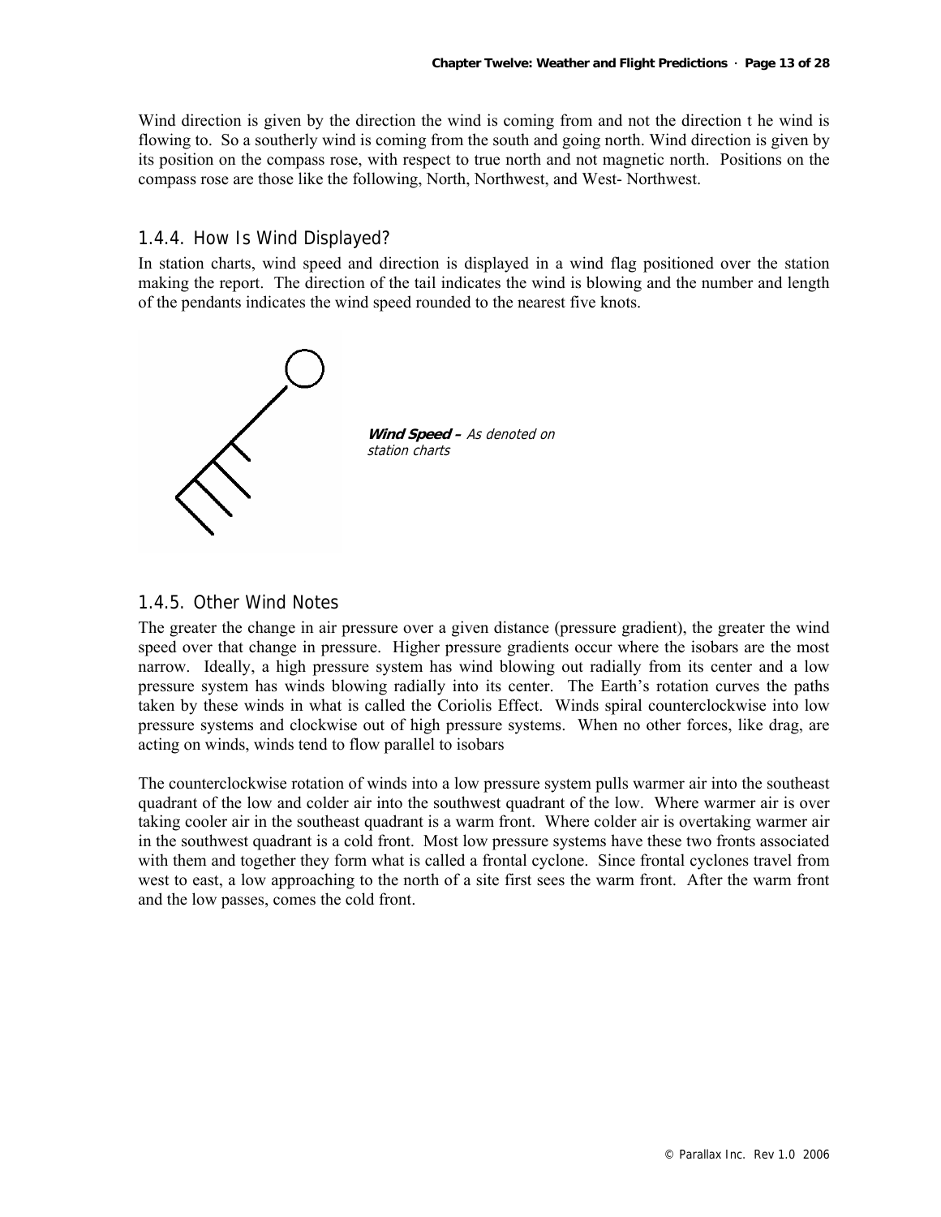Wind direction is given by the direction the wind is coming from and not the direction t he wind is flowing to. So a southerly wind is coming from the south and going north. Wind direction is given by its position on the compass rose, with respect to true north and not magnetic north. Positions on the compass rose are those like the following, North, Northwest, and West- Northwest.

### 1.4.4. How Is Wind Displayed?

In station charts, wind speed and direction is displayed in a wind flag positioned over the station making the report. The direction of the tail indicates the wind is blowing and the number and length of the pendants indicates the wind speed rounded to the nearest five knots.

***Wind Speed –*** *As denoted on station charts*

### 1.4.5. Other Wind Notes

The greater the change in air pressure over a given distance (pressure gradient), the greater the wind speed over that change in pressure. Higher pressure gradients occur where the isobars are the most narrow. Ideally, a high pressure system has wind blowing out radially from its center and a low pressure system has winds blowing radially into its center. The Earth's rotation curves the paths taken by these winds in what is called the Coriolis Effect. Winds spiral counterclockwise into low pressure systems and clockwise out of high pressure systems. When no other forces, like drag, are acting on winds, winds tend to flow parallel to isobars

The counterclockwise rotation of winds into a low pressure system pulls warmer air into the southeast quadrant of the low and colder air into the southwest quadrant of the low. Where warmer air is over taking cooler air in the southeast quadrant is a warm front. Where colder air is overtaking warmer air in the southwest quadrant is a cold front. Most low pressure systems have these two fronts associated with them and together they form what is called a frontal cyclone. Since frontal cyclones travel from west to east, a low approaching to the north of a site first sees the warm front. After the warm front and the low passes, comes the cold front.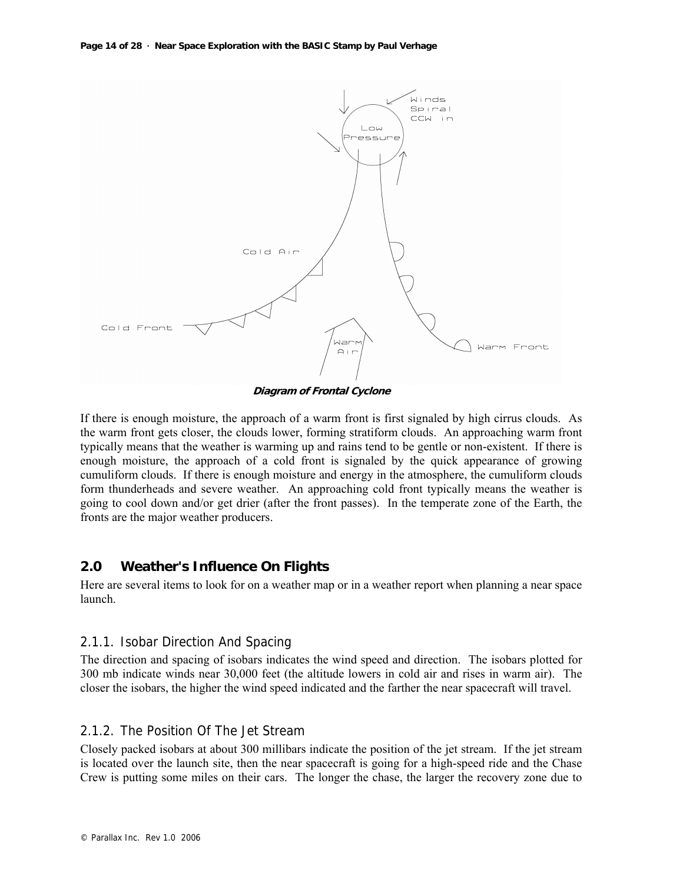**Diagram of Frontal Cyclone**

If there is enough moisture, the approach of a warm front is first signaled by high cirrus clouds. As the warm front gets closer, the clouds lower, forming stratiform clouds. An approaching warm front typically means that the weather is warming up and rains tend to be gentle or non-existent. If there is enough moisture, the approach of a cold front is signaled by the quick appearance of growing cumuliform clouds. If there is enough moisture and energy in the atmosphere, the cumuliform clouds form thunderheads and severe weather. An approaching cold front typically means the weather is going to cool down and/or get drier (after the front passes). In the temperate zone of the Earth, the fronts are the major weather producers.

## 2.0 Weather's Influence On Flights

Here are several items to look for on a weather map or in a weather report when planning a near space launch.

### 2.1.1. Isobar Direction And Spacing

The direction and spacing of isobars indicates the wind speed and direction. The isobars plotted for 300 mb indicate winds near 30,000 feet (the altitude lowers in cold air and rises in warm air). The closer the isobars, the higher the wind speed indicated and the farther the near spacecraft will travel.

### 2.1.2. The Position Of The Jet Stream

Closely packed isobars at about 300 millibars indicate the position of the jet stream. If the jet stream is located over the launch site, then the near spacecraft is going for a high-speed ride and the Chase Crew is putting some miles on their cars. The longer the chase, the larger the recovery zone due to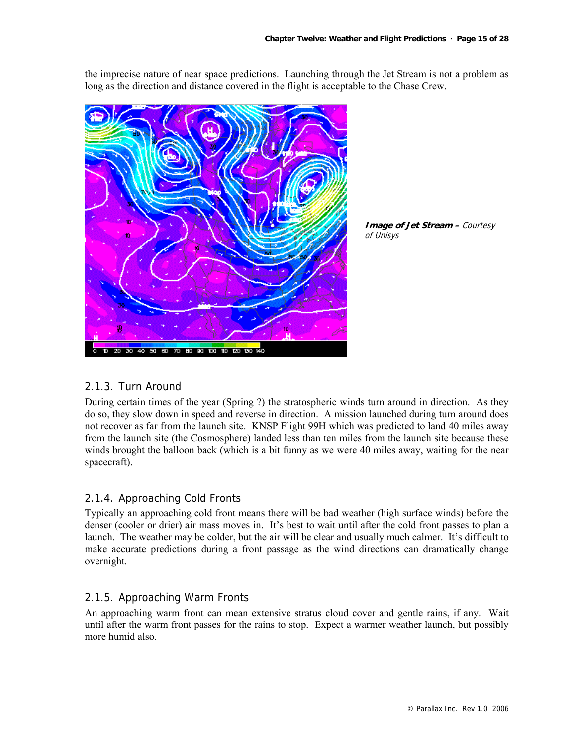the imprecise nature of near space predictions. Launching through the Jet Stream is not a problem as long as the direction and distance covered in the flight is acceptable to the Chase Crew.

***Image of Jet Stream –*** *Courtesy of Unisys*

### 2.1.3. Turn Around

During certain times of the year (Spring ?) the stratospheric winds turn around in direction. As they do so, they slow down in speed and reverse in direction. A mission launched during turn around does not recover as far from the launch site. KNSP Flight 99H which was predicted to land 40 miles away from the launch site (the Cosmosphere) landed less than ten miles from the launch site because these winds brought the balloon back (which is a bit funny as we were 40 miles away, waiting for the near spacecraft).

### 2.1.4. Approaching Cold Fronts

Typically an approaching cold front means there will be bad weather (high surface winds) before the denser (cooler or drier) air mass moves in. It's best to wait until after the cold front passes to plan a launch. The weather may be colder, but the air will be clear and usually much calmer. It's difficult to make accurate predictions during a front passage as the wind directions can dramatically change overnight.

### 2.1.5. Approaching Warm Fronts

An approaching warm front can mean extensive stratus cloud cover and gentle rains, if any. Wait until after the warm front passes for the rains to stop. Expect a warmer weather launch, but possibly more humid also.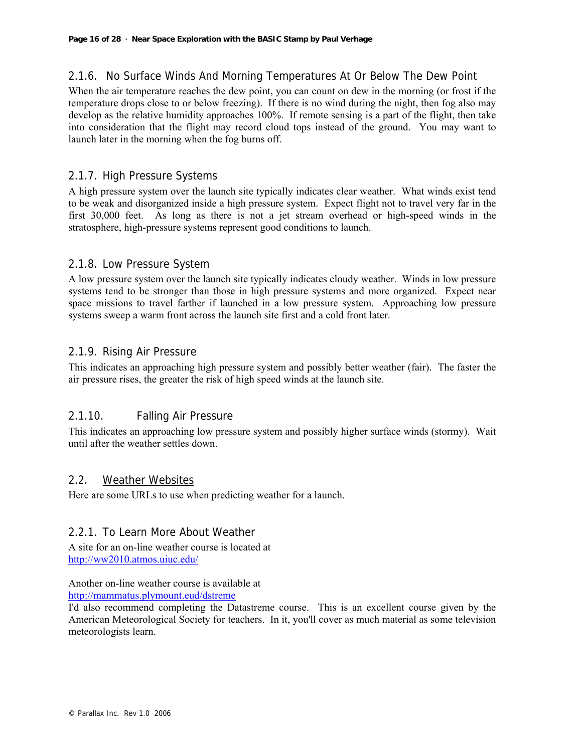### 2.1.6. No Surface Winds And Morning Temperatures At Or Below The Dew Point

When the air temperature reaches the dew point, you can count on dew in the morning (or frost if the temperature drops close to or below freezing). If there is no wind during the night, then fog also may develop as the relative humidity approaches 100%. If remote sensing is a part of the flight, then take into consideration that the flight may record cloud tops instead of the ground. You may want to launch later in the morning when the fog burns off.

### 2.1.7. High Pressure Systems

A high pressure system over the launch site typically indicates clear weather. What winds exist tend to be weak and disorganized inside a high pressure system. Expect flight not to travel very far in the first 30,000 feet. As long as there is not a jet stream overhead or high-speed winds in the stratosphere, high-pressure systems represent good conditions to launch.

### 2.1.8. Low Pressure System

A low pressure system over the launch site typically indicates cloudy weather. Winds in low pressure systems tend to be stronger than those in high pressure systems and more organized. Expect near space missions to travel farther if launched in a low pressure system. Approaching low pressure systems sweep a warm front across the launch site first and a cold front later.

### 2.1.9. Rising Air Pressure

This indicates an approaching high pressure system and possibly better weather (fair). The faster the air pressure rises, the greater the risk of high speed winds at the launch site.

### 2.1.10. Falling Air Pressure

This indicates an approaching low pressure system and possibly higher surface winds (stormy). Wait until after the weather settles down.

## 2.2. Weather Websites

Here are some URLs to use when predicting weather for a launch.

### 2.2.1. To Learn More About Weather

A site for an on-line weather course is located at
http://ww2010.atmos.uiuc.edu/

Another on-line weather course is available at
http://mammatus.plymount.eud/dstreme
I'd also recommend completing the Datastreme course. This is an excellent course given by the American Meteorological Society for teachers. In it, you'll cover as much material as some television meteorologists learn.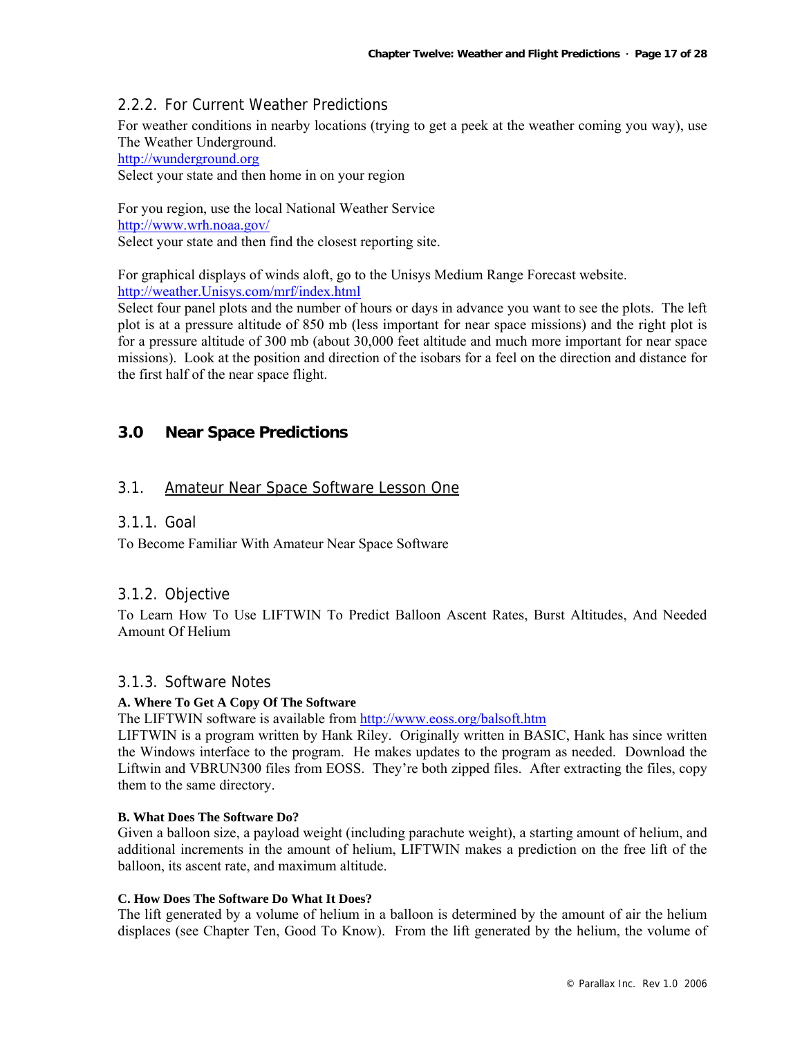### 2.2.2. For Current Weather Predictions

For weather conditions in nearby locations (trying to get a peek at the weather coming you way), use The Weather Underground.
http://wunderground.org
Select your state and then home in on your region

For you region, use the local National Weather Service
http://www.wrh.noaa.gov/
Select your state and then find the closest reporting site.

For graphical displays of winds aloft, go to the Unisys Medium Range Forecast website.
http://weather.Unisys.com/mrf/index.html
Select four panel plots and the number of hours or days in advance you want to see the plots. The left plot is at a pressure altitude of 850 mb (less important for near space missions) and the right plot is for a pressure altitude of 300 mb (about 30,000 feet altitude and much more important for near space missions). Look at the position and direction of the isobars for a feel on the direction and distance for the first half of the near space flight.

# 3.0 Near Space Predictions

## 3.1. Amateur Near Space Software Lesson One

### 3.1.1. Goal

To Become Familiar With Amateur Near Space Software

### 3.1.2. Objective

To Learn How To Use LIFTWIN To Predict Balloon Ascent Rates, Burst Altitudes, And Needed Amount Of Helium

### 3.1.3. Software Notes

**A. Where To Get A Copy Of The Software**

The LIFTWIN software is available from http://www.eoss.org/balsoft.htm
LIFTWIN is a program written by Hank Riley. Originally written in BASIC, Hank has since written the Windows interface to the program. He makes updates to the program as needed. Download the Liftwin and VBRUN300 files from EOSS. They're both zipped files. After extracting the files, copy them to the same directory.

**B. What Does The Software Do?**

Given a balloon size, a payload weight (including parachute weight), a starting amount of helium, and additional increments in the amount of helium, LIFTWIN makes a prediction on the free lift of the balloon, its ascent rate, and maximum altitude.

**C. How Does The Software Do What It Does?**

The lift generated by a volume of helium in a balloon is determined by the amount of air the helium displaces (see Chapter Ten, Good To Know). From the lift generated by the helium, the volume of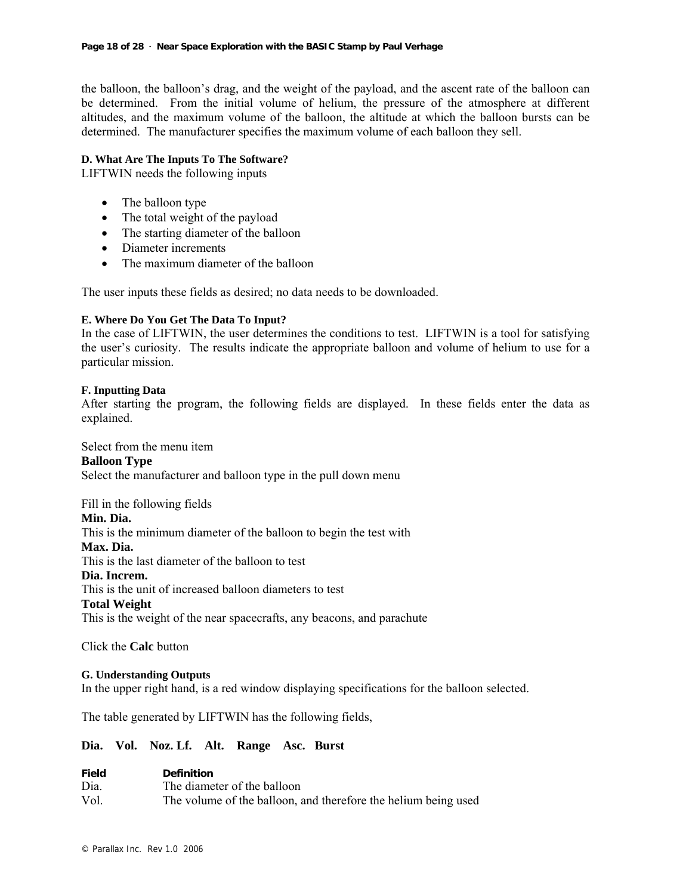the balloon, the balloon's drag, and the weight of the payload, and the ascent rate of the balloon can be determined. From the initial volume of helium, the pressure of the atmosphere at different altitudes, and the maximum volume of the balloon, the altitude at which the balloon bursts can be determined. The manufacturer specifies the maximum volume of each balloon they sell.

#### D. What Are The Inputs To The Software?

LIFTWIN needs the following inputs

- The balloon type
- The total weight of the payload
- The starting diameter of the balloon
- Diameter increments
- The maximum diameter of the balloon

The user inputs these fields as desired; no data needs to be downloaded.

#### E. Where Do You Get The Data To Input?

In the case of LIFTWIN, the user determines the conditions to test. LIFTWIN is a tool for satisfying the user's curiosity. The results indicate the appropriate balloon and volume of helium to use for a particular mission.

#### F. Inputting Data

After starting the program, the following fields are displayed. In these fields enter the data as explained.

Select from the menu item

**Balloon Type**

Select the manufacturer and balloon type in the pull down menu

Fill in the following fields

**Min. Dia.**

This is the minimum diameter of the balloon to begin the test with

**Max. Dia.**

This is the last diameter of the balloon to test

**Dia. Increm.**

This is the unit of increased balloon diameters to test

**Total Weight**

This is the weight of the near spacecrafts, any beacons, and parachute

Click the **Calc** button

#### G. Understanding Outputs

In the upper right hand, is a red window displaying specifications for the balloon selected.

The table generated by LIFTWIN has the following fields,

**Dia. Vol. Noz. Lf. Alt. Range Asc. Burst**

| Field | Definition |
|---|---|
| Dia. | The diameter of the balloon |
| Vol. | The volume of the balloon, and therefore the helium being used |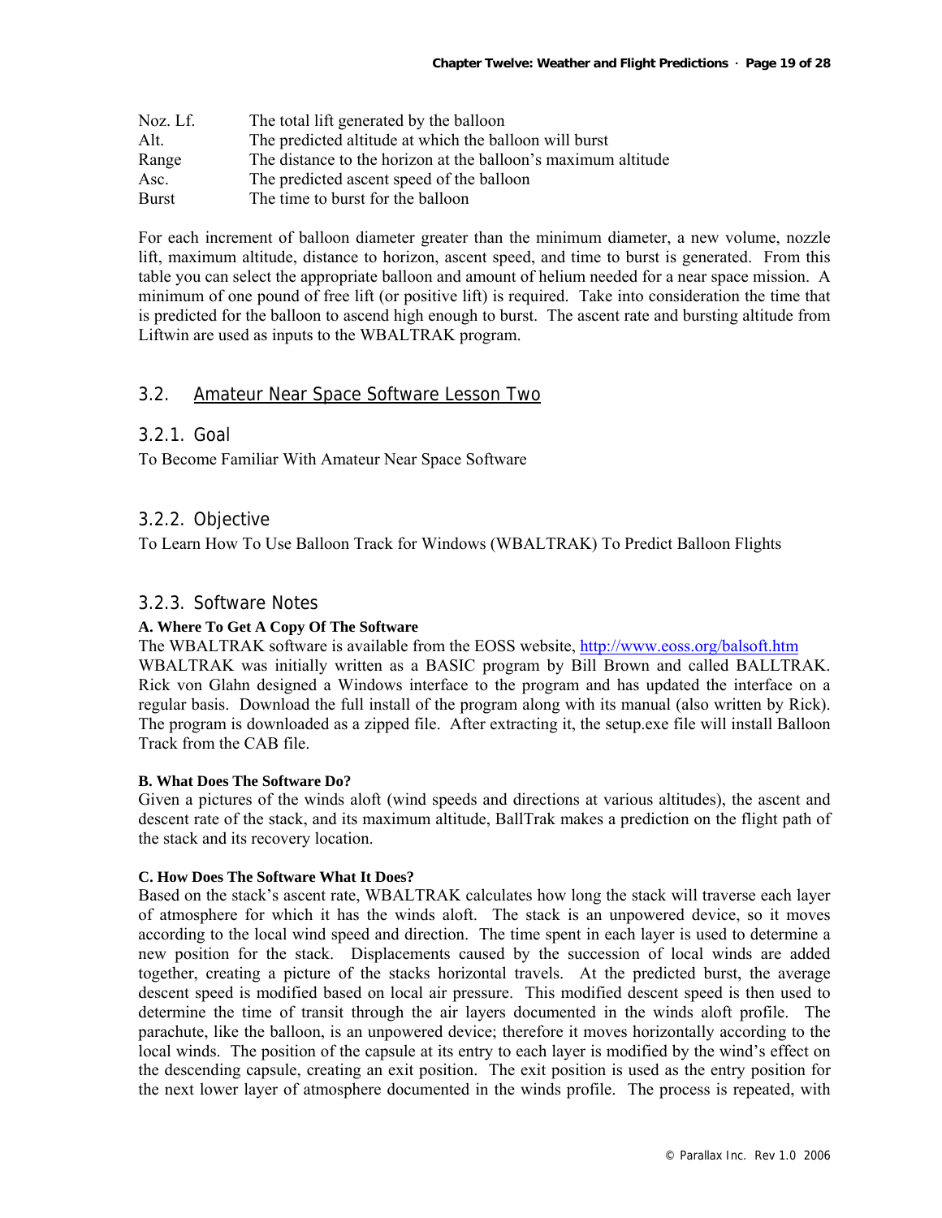| | |
|---|---|
| Noz. Lf. | The total lift generated by the balloon |
| Alt. | The predicted altitude at which the balloon will burst |
| Range | The distance to the horizon at the balloon's maximum altitude |
| Asc. | The predicted ascent speed of the balloon |
| Burst | The time to burst for the balloon |

For each increment of balloon diameter greater than the minimum diameter, a new volume, nozzle lift, maximum altitude, distance to horizon, ascent speed, and time to burst is generated. From this table you can select the appropriate balloon and amount of helium needed for a near space mission. A minimum of one pound of free lift (or positive lift) is required. Take into consideration the time that is predicted for the balloon to ascend high enough to burst. The ascent rate and bursting altitude from Liftwin are used as inputs to the WBALTRAK program.

## 3.2. Amateur Near Space Software Lesson Two

### 3.2.1. Goal

To Become Familiar With Amateur Near Space Software

### 3.2.2. Objective

To Learn How To Use Balloon Track for Windows (WBALTRAK) To Predict Balloon Flights

### 3.2.3. Software Notes

**A. Where To Get A Copy Of The Software**

The WBALTRAK software is available from the EOSS website, http://www.eoss.org/balsoft.htm
WBALTRAK was initially written as a BASIC program by Bill Brown and called BALLTRAK. Rick von Glahn designed a Windows interface to the program and has updated the interface on a regular basis. Download the full install of the program along with its manual (also written by Rick). The program is downloaded as a zipped file. After extracting it, the setup.exe file will install Balloon Track from the CAB file.

**B. What Does The Software Do?**

Given a pictures of the winds aloft (wind speeds and directions at various altitudes), the ascent and descent rate of the stack, and its maximum altitude, BallTrak makes a prediction on the flight path of the stack and its recovery location.

**C. How Does The Software What It Does?**

Based on the stack's ascent rate, WBALTRAK calculates how long the stack will traverse each layer of atmosphere for which it has the winds aloft. The stack is an unpowered device, so it moves according to the local wind speed and direction. The time spent in each layer is used to determine a new position for the stack. Displacements caused by the succession of local winds are added together, creating a picture of the stacks horizontal travels. At the predicted burst, the average descent speed is modified based on local air pressure. This modified descent speed is then used to determine the time of transit through the air layers documented in the winds aloft profile. The parachute, like the balloon, is an unpowered device; therefore it moves horizontally according to the local winds. The position of the capsule at its entry to each layer is modified by the wind's effect on the descending capsule, creating an exit position. The exit position is used as the entry position for the next lower layer of atmosphere documented in the winds profile. The process is repeated, with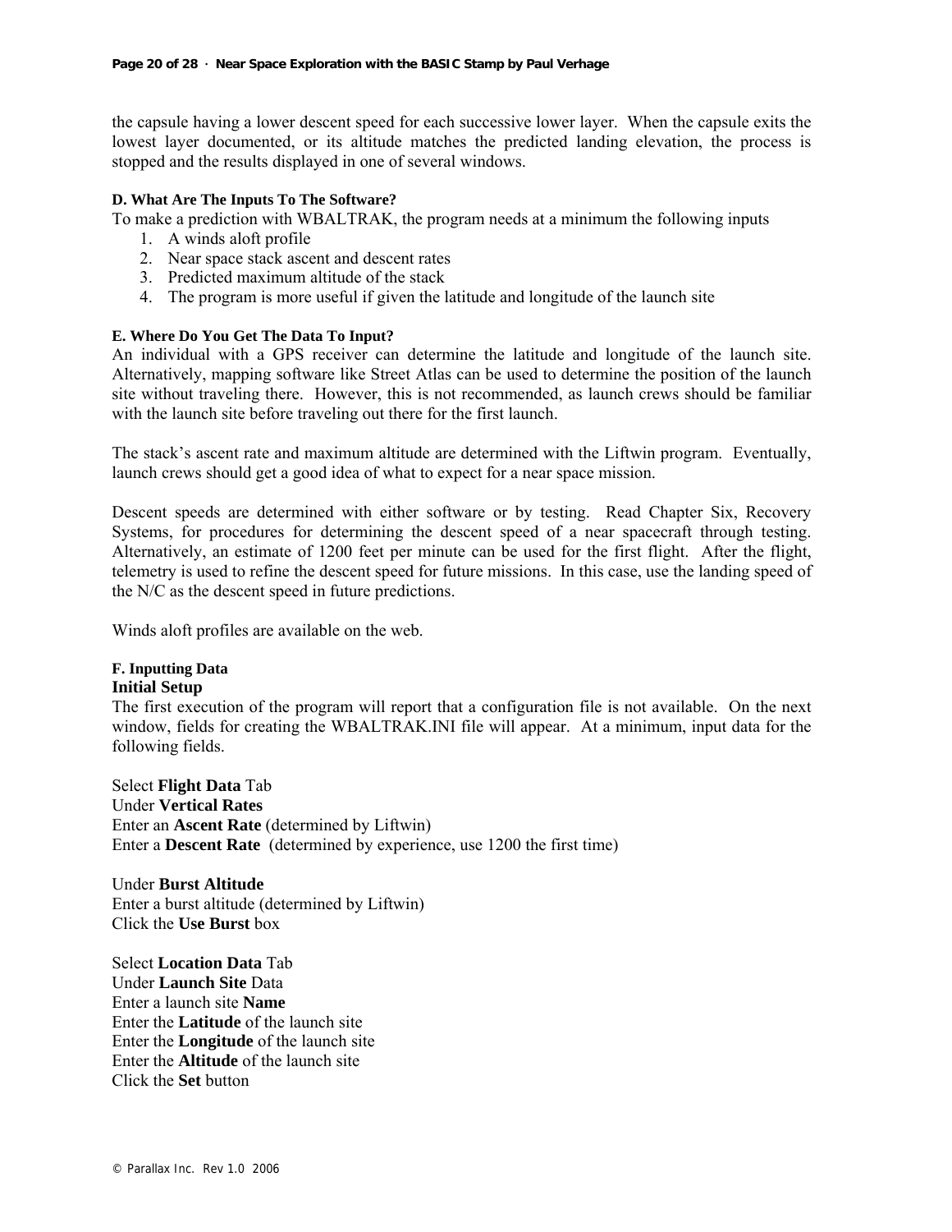the capsule having a lower descent speed for each successive lower layer. When the capsule exits the lowest layer documented, or its altitude matches the predicted landing elevation, the process is stopped and the results displayed in one of several windows.

#### D. What Are The Inputs To The Software?

To make a prediction with WBALTRAK, the program needs at a minimum the following inputs

1. A winds aloft profile
2. Near space stack ascent and descent rates
3. Predicted maximum altitude of the stack
4. The program is more useful if given the latitude and longitude of the launch site

#### E. Where Do You Get The Data To Input?

An individual with a GPS receiver can determine the latitude and longitude of the launch site. Alternatively, mapping software like Street Atlas can be used to determine the position of the launch site without traveling there. However, this is not recommended, as launch crews should be familiar with the launch site before traveling out there for the first launch.

The stack's ascent rate and maximum altitude are determined with the Liftwin program. Eventually, launch crews should get a good idea of what to expect for a near space mission.

Descent speeds are determined with either software or by testing. Read Chapter Six, Recovery Systems, for procedures for determining the descent speed of a near spacecraft through testing. Alternatively, an estimate of 1200 feet per minute can be used for the first flight. After the flight, telemetry is used to refine the descent speed for future missions. In this case, use the landing speed of the N/C as the descent speed in future predictions.

Winds aloft profiles are available on the web.

#### F. Inputting Data

**Initial Setup**

The first execution of the program will report that a configuration file is not available. On the next window, fields for creating the WBALTRAK.INI file will appear. At a minimum, input data for the following fields.

Select **Flight Data** Tab
Under **Vertical Rates**
Enter an **Ascent Rate** (determined by Liftwin)
Enter a **Descent Rate** (determined by experience, use 1200 the first time)

Under **Burst Altitude**
Enter a burst altitude (determined by Liftwin)
Click the **Use Burst** box

Select **Location Data** Tab
Under **Launch Site** Data
Enter a launch site **Name**
Enter the **Latitude** of the launch site
Enter the **Longitude** of the launch site
Enter the **Altitude** of the launch site
Click the **Set** button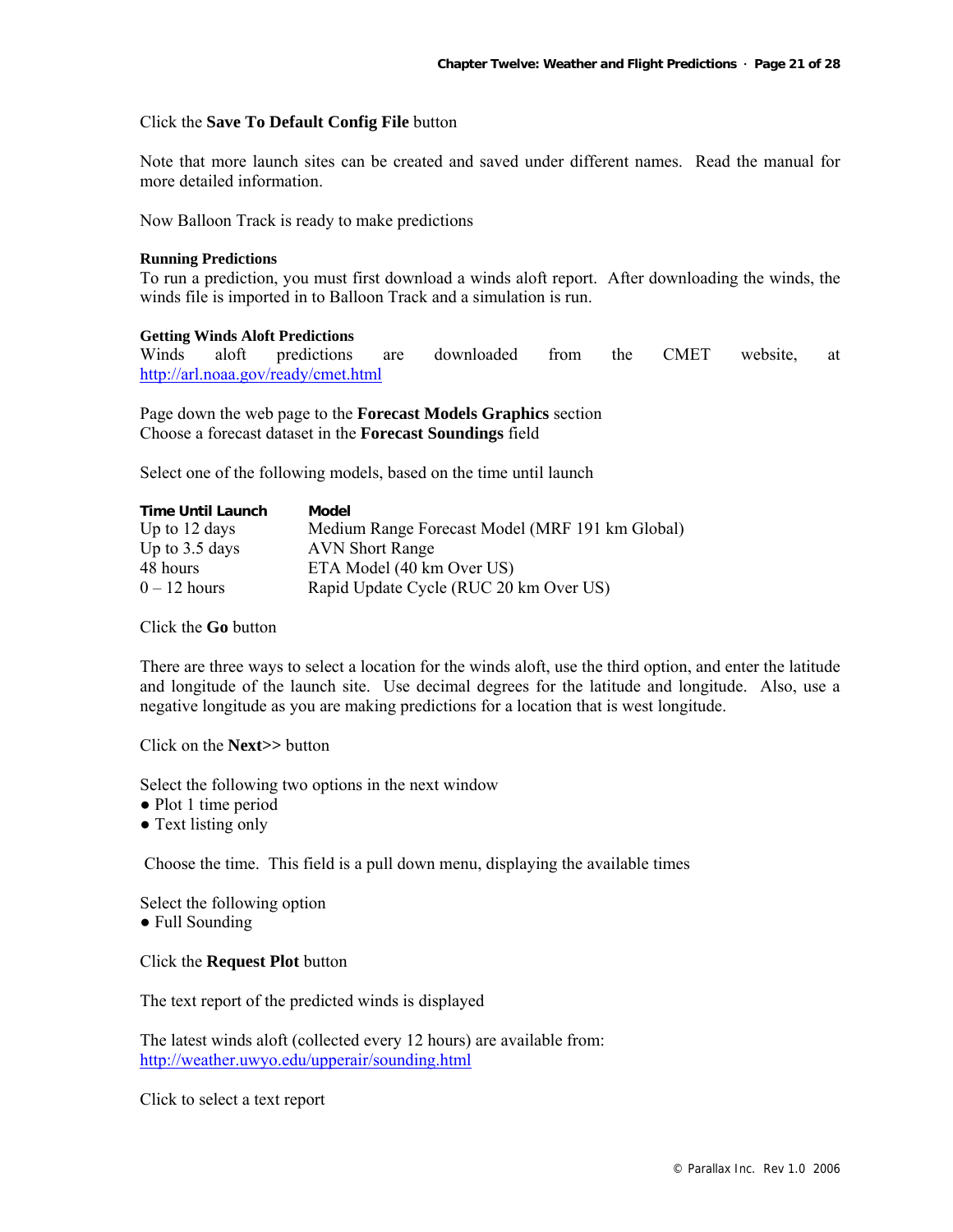Click the **Save To Default Config File** button

Note that more launch sites can be created and saved under different names. Read the manual for more detailed information.

Now Balloon Track is ready to make predictions

#### Running Predictions

To run a prediction, you must first download a winds aloft report. After downloading the winds, the winds file is imported in to Balloon Track and a simulation is run.

#### Getting Winds Aloft Predictions

Winds aloft predictions are downloaded from the CMET website, at http://arl.noaa.gov/ready/cmet.html

Page down the web page to the **Forecast Models Graphics** section
Choose a forecast dataset in the **Forecast Soundings** field

Select one of the following models, based on the time until launch

| Time Until Launch | Model |
|---|---|
| Up to 12 days | Medium Range Forecast Model (MRF 191 km Global) |
| Up to 3.5 days | AVN Short Range |
| 48 hours | ETA Model (40 km Over US) |
| 0 – 12 hours | Rapid Update Cycle (RUC 20 km Over US) |

Click the **Go** button

There are three ways to select a location for the winds aloft, use the third option, and enter the latitude and longitude of the launch site. Use decimal degrees for the latitude and longitude. Also, use a negative longitude as you are making predictions for a location that is west longitude.

Click on the **Next>>** button

Select the following two options in the next window

- Plot 1 time period
- Text listing only

Choose the time. This field is a pull down menu, displaying the available times

Select the following option

- Full Sounding

Click the **Request Plot** button

The text report of the predicted winds is displayed

The latest winds aloft (collected every 12 hours) are available from:
http://weather.uwyo.edu/upperair/sounding.html

Click to select a text report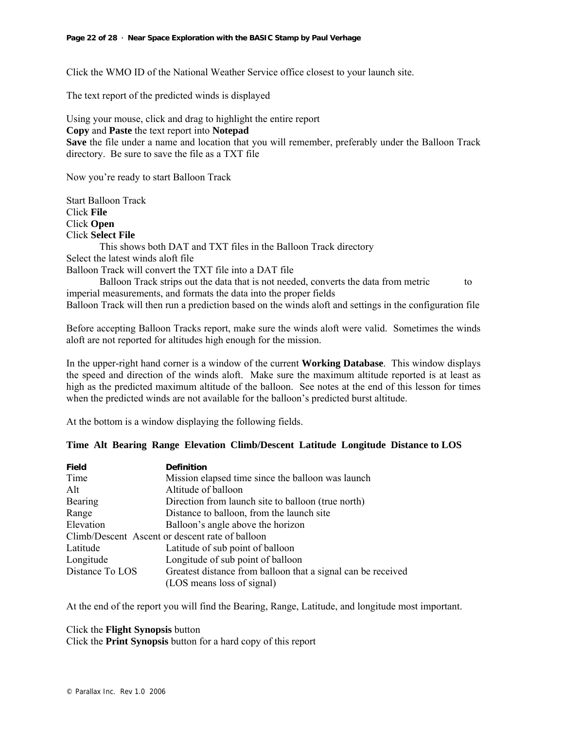Click the WMO ID of the National Weather Service office closest to your launch site.

The text report of the predicted winds is displayed

Using your mouse, click and drag to highlight the entire report
**Copy** and **Paste** the text report into **Notepad**
**Save** the file under a name and location that you will remember, preferably under the Balloon Track directory. Be sure to save the file as a TXT file

Now you're ready to start Balloon Track

Start Balloon Track
Click **File**
Click **Open**
Click **Select File**
    This shows both DAT and TXT files in the Balloon Track directory
Select the latest winds aloft file
Balloon Track will convert the TXT file into a DAT file
    Balloon Track strips out the data that is not needed, converts the data from metric to imperial measurements, and formats the data into the proper fields
Balloon Track will then run a prediction based on the winds aloft and settings in the configuration file

Before accepting Balloon Tracks report, make sure the winds aloft were valid. Sometimes the winds aloft are not reported for altitudes high enough for the mission.

In the upper-right hand corner is a window of the current **Working Database**. This window displays the speed and direction of the winds aloft. Make sure the maximum altitude reported is at least as high as the predicted maximum altitude of the balloon. See notes at the end of this lesson for times when the predicted winds are not available for the balloon's predicted burst altitude.

At the bottom is a window displaying the following fields.

**Time Alt Bearing Range Elevation Climb/Descent Latitude Longitude Distance to LOS**

| Field | Definition |
|---|---|
| Time | Mission elapsed time since the balloon was launch |
| Alt | Altitude of balloon |
| Bearing | Direction from launch site to balloon (true north) |
| Range | Distance to balloon, from the launch site |
| Elevation | Balloon's angle above the horizon |
| Climb/Descent | Ascent or descent rate of balloon |
| Latitude | Latitude of sub point of balloon |
| Longitude | Longitude of sub point of balloon |
| Distance To LOS | Greatest distance from balloon that a signal can be received (LOS means loss of signal) |

At the end of the report you will find the Bearing, Range, Latitude, and longitude most important.

Click the **Flight Synopsis** button
Click the **Print Synopsis** button for a hard copy of this report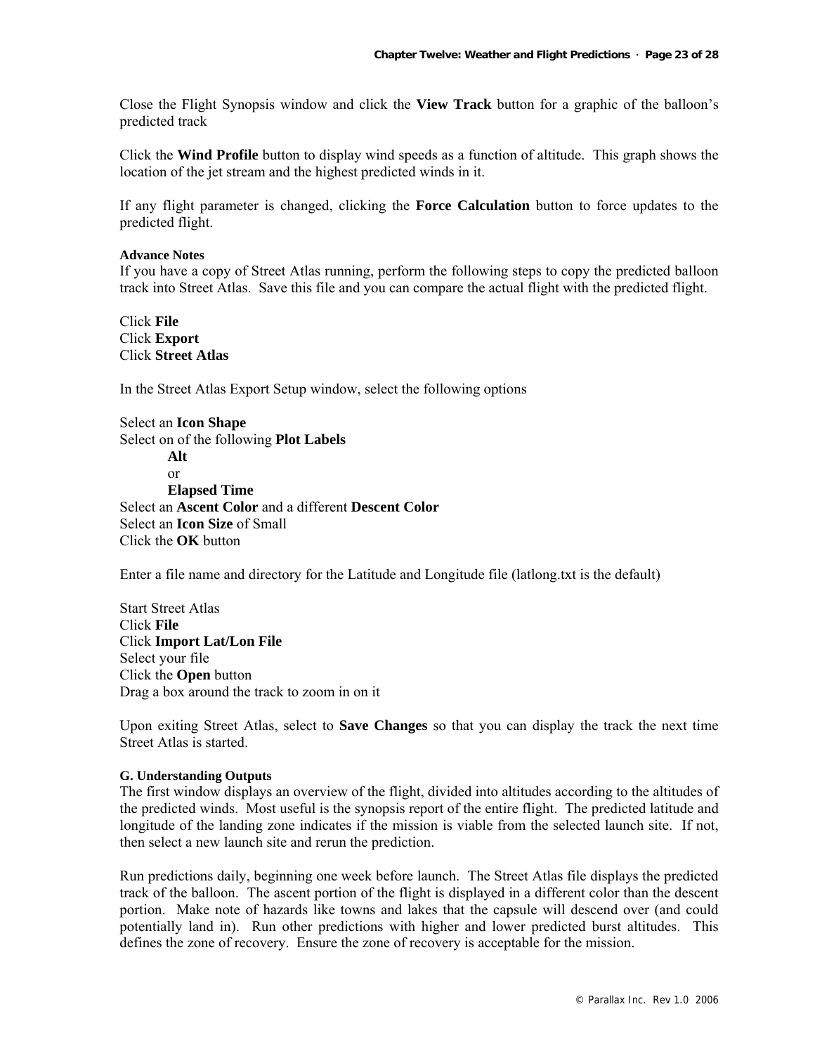Close the Flight Synopsis window and click the **View Track** button for a graphic of the balloon's predicted track

Click the **Wind Profile** button to display wind speeds as a function of altitude. This graph shows the location of the jet stream and the highest predicted winds in it.

If any flight parameter is changed, clicking the **Force Calculation** button to force updates to the predicted flight.

#### Advance Notes

If you have a copy of Street Atlas running, perform the following steps to copy the predicted balloon track into Street Atlas. Save this file and you can compare the actual flight with the predicted flight.

Click **File**
Click **Export**
Click **Street Atlas**

In the Street Atlas Export Setup window, select the following options

Select an **Icon Shape**
Select on of the following **Plot Labels**
- **Alt**
- or
- **Elapsed Time**

Select an **Ascent Color** and a different **Descent Color**
Select an **Icon Size** of Small
Click the **OK** button

Enter a file name and directory for the Latitude and Longitude file (latlong.txt is the default)

Start Street Atlas
Click **File**
Click **Import Lat/Lon File**
Select your file
Click the **Open** button
Drag a box around the track to zoom in on it

Upon exiting Street Atlas, select to **Save Changes** so that you can display the track the next time Street Atlas is started.

#### G. Understanding Outputs

The first window displays an overview of the flight, divided into altitudes according to the altitudes of the predicted winds. Most useful is the synopsis report of the entire flight. The predicted latitude and longitude of the landing zone indicates if the mission is viable from the selected launch site. If not, then select a new launch site and rerun the prediction.

Run predictions daily, beginning one week before launch. The Street Atlas file displays the predicted track of the balloon. The ascent portion of the flight is displayed in a different color than the descent portion. Make note of hazards like towns and lakes that the capsule will descend over (and could potentially land in). Run other predictions with higher and lower predicted burst altitudes. This defines the zone of recovery. Ensure the zone of recovery is acceptable for the mission.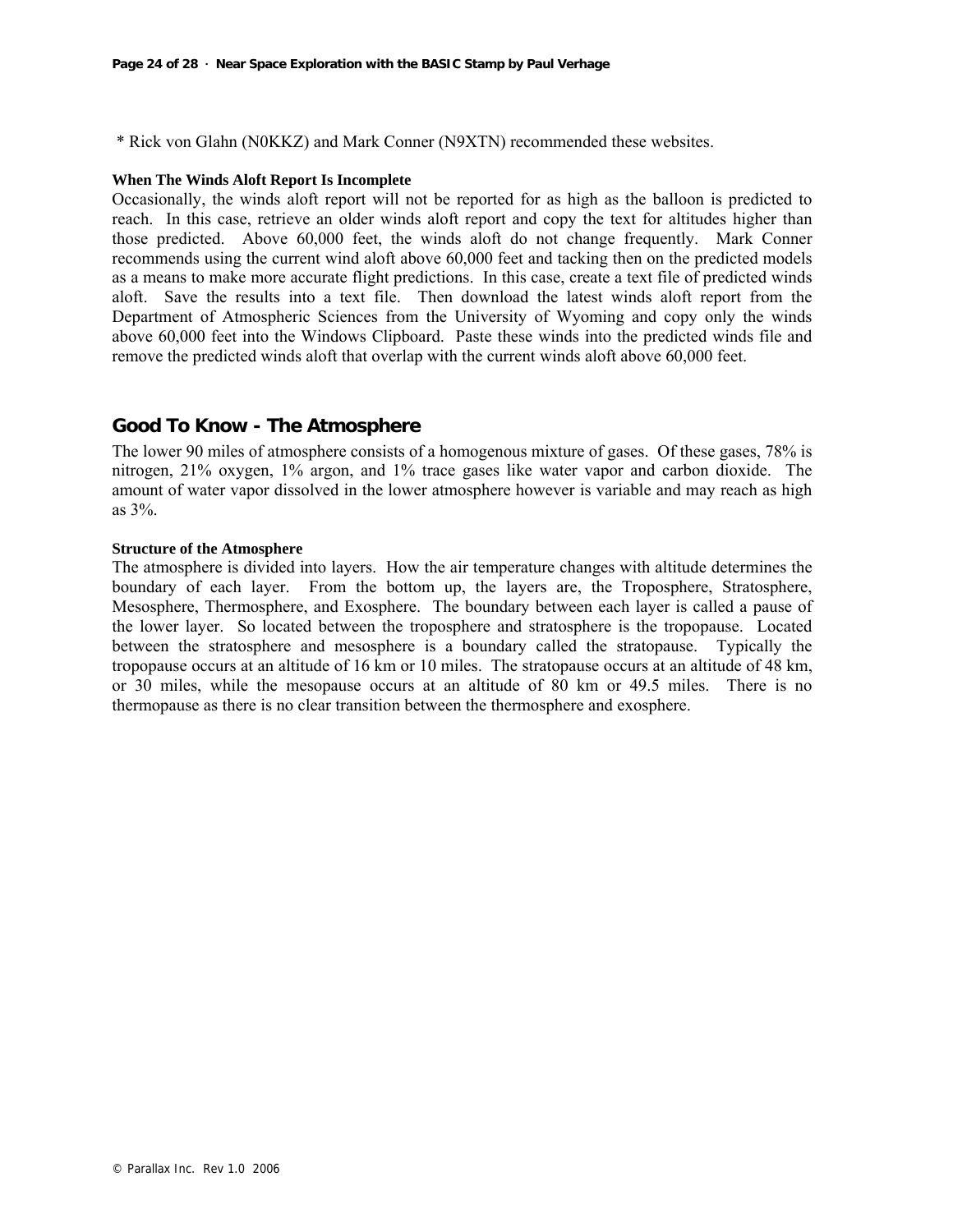* Rick von Glahn (N0KKZ) and Mark Conner (N9XTN) recommended these websites.

#### When The Winds Aloft Report Is Incomplete

Occasionally, the winds aloft report will not be reported for as high as the balloon is predicted to reach. In this case, retrieve an older winds aloft report and copy the text for altitudes higher than those predicted. Above 60,000 feet, the winds aloft do not change frequently. Mark Conner recommends using the current wind aloft above 60,000 feet and tacking then on the predicted models as a means to make more accurate flight predictions. In this case, create a text file of predicted winds aloft. Save the results into a text file. Then download the latest winds aloft report from the Department of Atmospheric Sciences from the University of Wyoming and copy only the winds above 60,000 feet into the Windows Clipboard. Paste these winds into the predicted winds file and remove the predicted winds aloft that overlap with the current winds aloft above 60,000 feet.

## Good To Know - The Atmosphere

The lower 90 miles of atmosphere consists of a homogenous mixture of gases. Of these gases, 78% is nitrogen, 21% oxygen, 1% argon, and 1% trace gases like water vapor and carbon dioxide. The amount of water vapor dissolved in the lower atmosphere however is variable and may reach as high as 3%.

#### Structure of the Atmosphere

The atmosphere is divided into layers. How the air temperature changes with altitude determines the boundary of each layer. From the bottom up, the layers are, the Troposphere, Stratosphere, Mesosphere, Thermosphere, and Exosphere. The boundary between each layer is called a pause of the lower layer. So located between the troposphere and stratosphere is the tropopause. Located between the stratosphere and mesosphere is a boundary called the stratopause. Typically the tropopause occurs at an altitude of 16 km or 10 miles. The stratopause occurs at an altitude of 48 km, or 30 miles, while the mesopause occurs at an altitude of 80 km or 49.5 miles. There is no thermopause as there is no clear transition between the thermosphere and exosphere.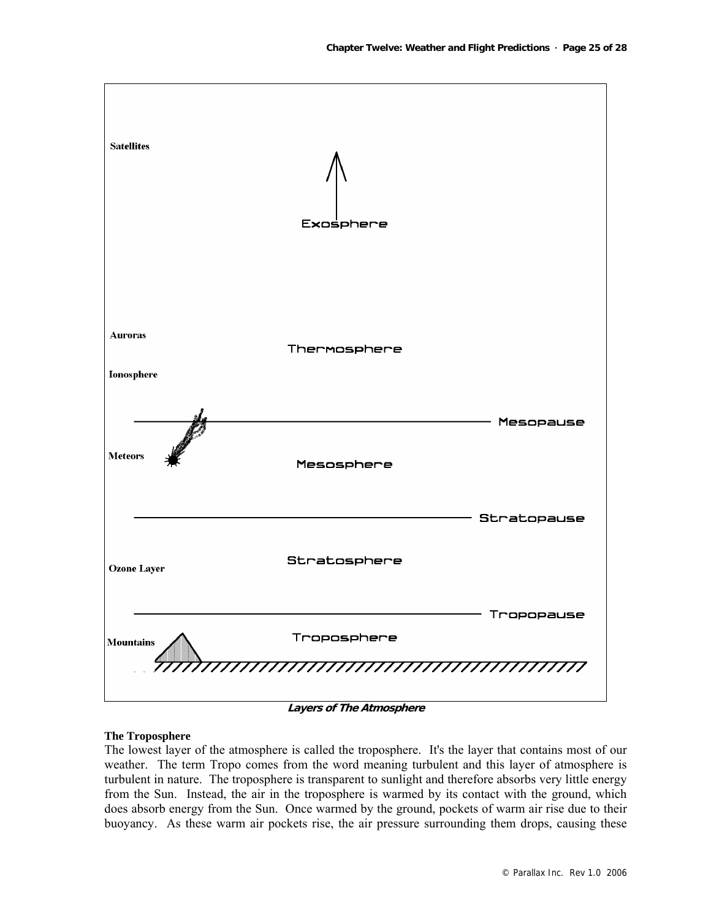*Layers of The Atmosphere*

**The Troposphere**

The lowest layer of the atmosphere is called the troposphere. It's the layer that contains most of our weather. The term Tropo comes from the word meaning turbulent and this layer of atmosphere is turbulent in nature. The troposphere is transparent to sunlight and therefore absorbs very little energy from the Sun. Instead, the air in the troposphere is warmed by its contact with the ground, which does absorb energy from the Sun. Once warmed by the ground, pockets of warm air rise due to their buoyancy. As these warm air pockets rise, the air pressure surrounding them drops, causing these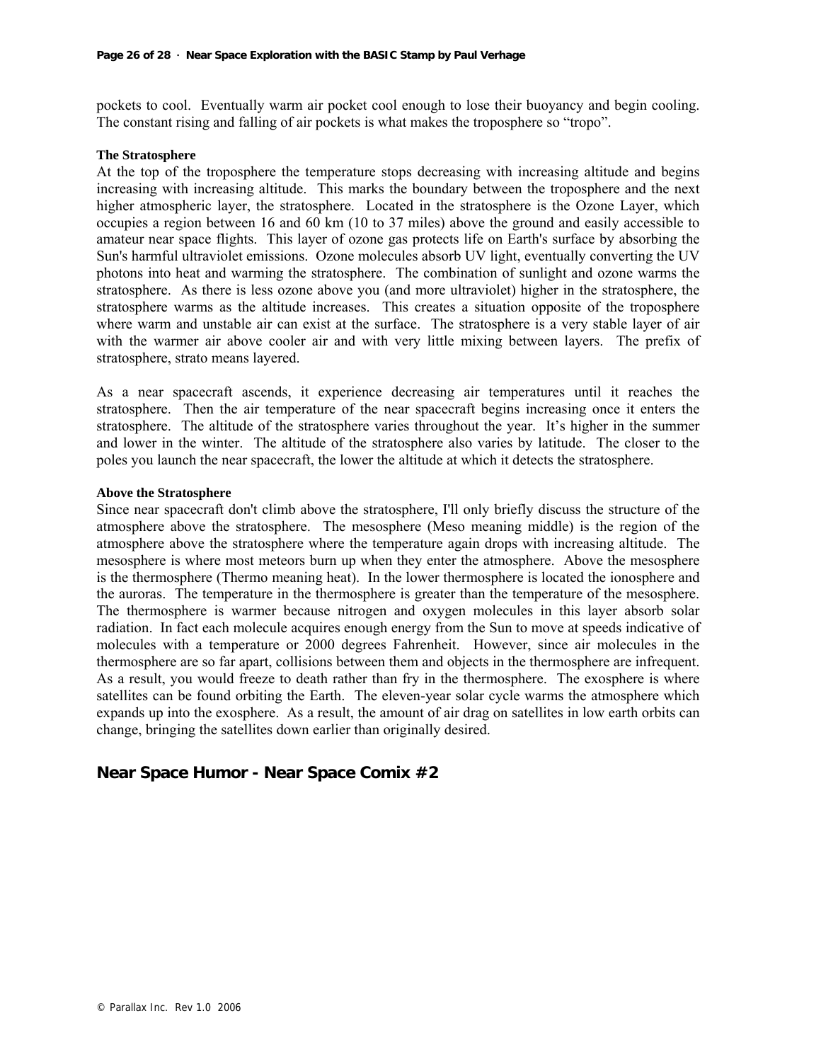pockets to cool. Eventually warm air pocket cool enough to lose their buoyancy and begin cooling. The constant rising and falling of air pockets is what makes the troposphere so "tropo".

**The Stratosphere**

At the top of the troposphere the temperature stops decreasing with increasing altitude and begins increasing with increasing altitude. This marks the boundary between the troposphere and the next higher atmospheric layer, the stratosphere. Located in the stratosphere is the Ozone Layer, which occupies a region between 16 and 60 km (10 to 37 miles) above the ground and easily accessible to amateur near space flights. This layer of ozone gas protects life on Earth's surface by absorbing the Sun's harmful ultraviolet emissions. Ozone molecules absorb UV light, eventually converting the UV photons into heat and warming the stratosphere. The combination of sunlight and ozone warms the stratosphere. As there is less ozone above you (and more ultraviolet) higher in the stratosphere, the stratosphere warms as the altitude increases. This creates a situation opposite of the troposphere where warm and unstable air can exist at the surface. The stratosphere is a very stable layer of air with the warmer air above cooler air and with very little mixing between layers. The prefix of stratosphere, strato means layered.

As a near spacecraft ascends, it experience decreasing air temperatures until it reaches the stratosphere. Then the air temperature of the near spacecraft begins increasing once it enters the stratosphere. The altitude of the stratosphere varies throughout the year. It's higher in the summer and lower in the winter. The altitude of the stratosphere also varies by latitude. The closer to the poles you launch the near spacecraft, the lower the altitude at which it detects the stratosphere.

**Above the Stratosphere**

Since near spacecraft don't climb above the stratosphere, I'll only briefly discuss the structure of the atmosphere above the stratosphere. The mesosphere (Meso meaning middle) is the region of the atmosphere above the stratosphere where the temperature again drops with increasing altitude. The mesosphere is where most meteors burn up when they enter the atmosphere. Above the mesosphere is the thermosphere (Thermo meaning heat). In the lower thermosphere is located the ionosphere and the auroras. The temperature in the thermosphere is greater than the temperature of the mesosphere. The thermosphere is warmer because nitrogen and oxygen molecules in this layer absorb solar radiation. In fact each molecule acquires enough energy from the Sun to move at speeds indicative of molecules with a temperature or 2000 degrees Fahrenheit. However, since air molecules in the thermosphere are so far apart, collisions between them and objects in the thermosphere are infrequent. As a result, you would freeze to death rather than fry in the thermosphere. The exosphere is where satellites can be found orbiting the Earth. The eleven-year solar cycle warms the atmosphere which expands up into the exosphere. As a result, the amount of air drag on satellites in low earth orbits can change, bringing the satellites down earlier than originally desired.

## Near Space Humor - Near Space Comix #2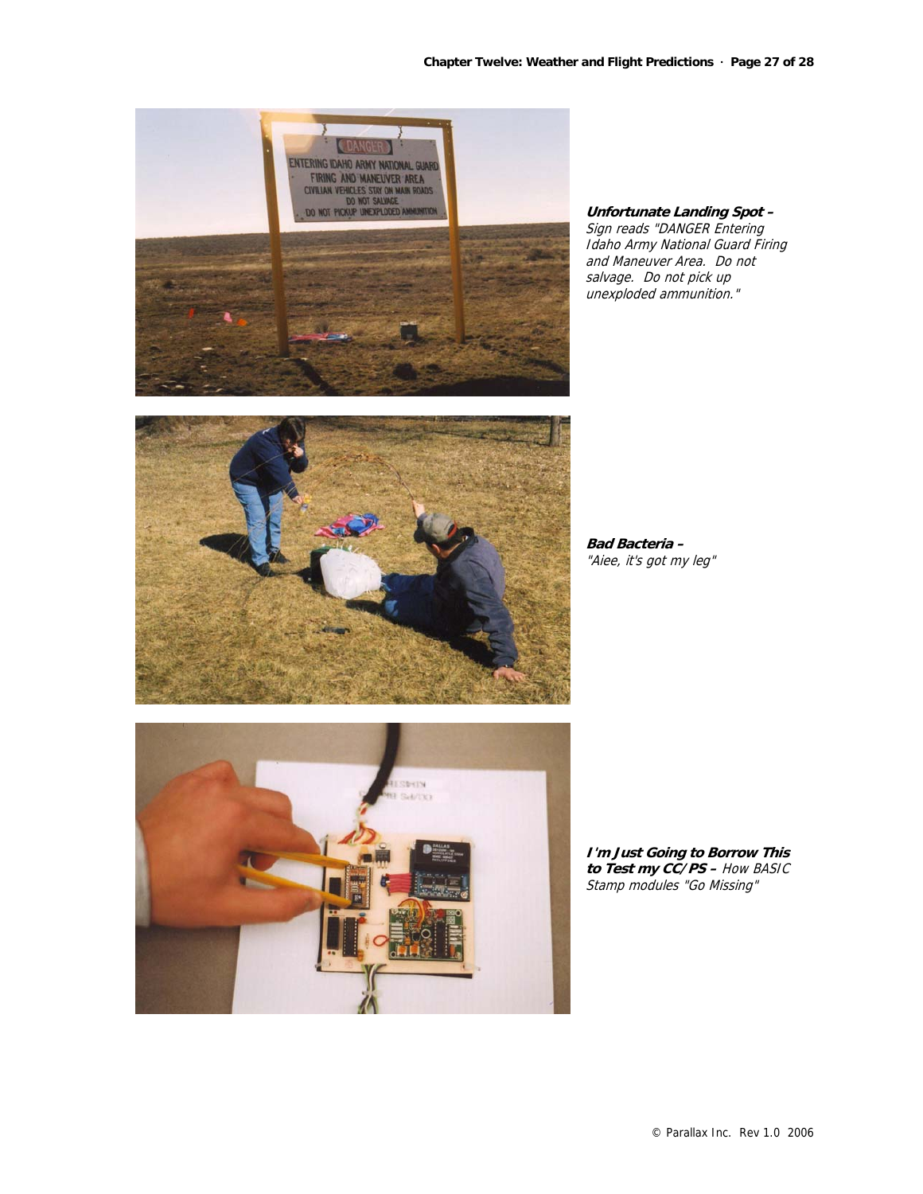***Unfortunate Landing Spot –*** *Sign reads "DANGER Entering Idaho Army National Guard Firing and Maneuver Area. Do not salvage. Do not pick up unexploded ammunition."*

***Bad Bacteria –*** *"Aiee, it's got my leg"*

***I'm Just Going to Borrow This to Test my CC/PS –*** *How BASIC Stamp modules "Go Missing"*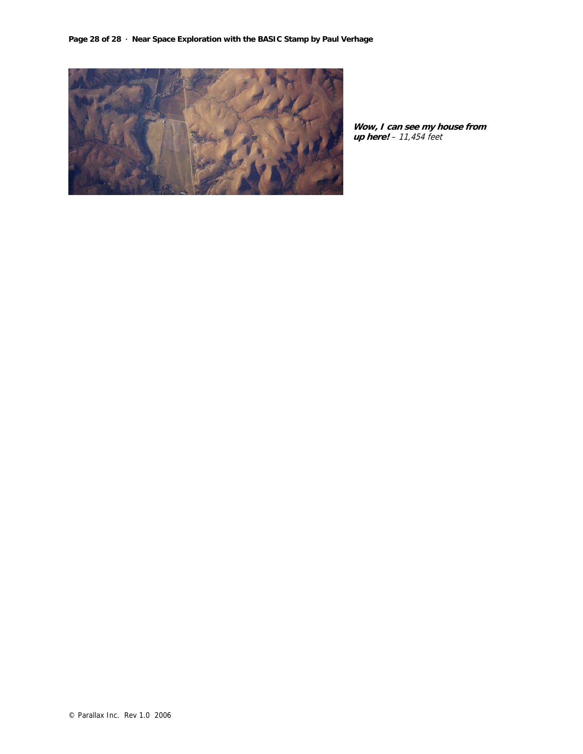***Wow, I can see my house from up here!*** – *11,454 feet*